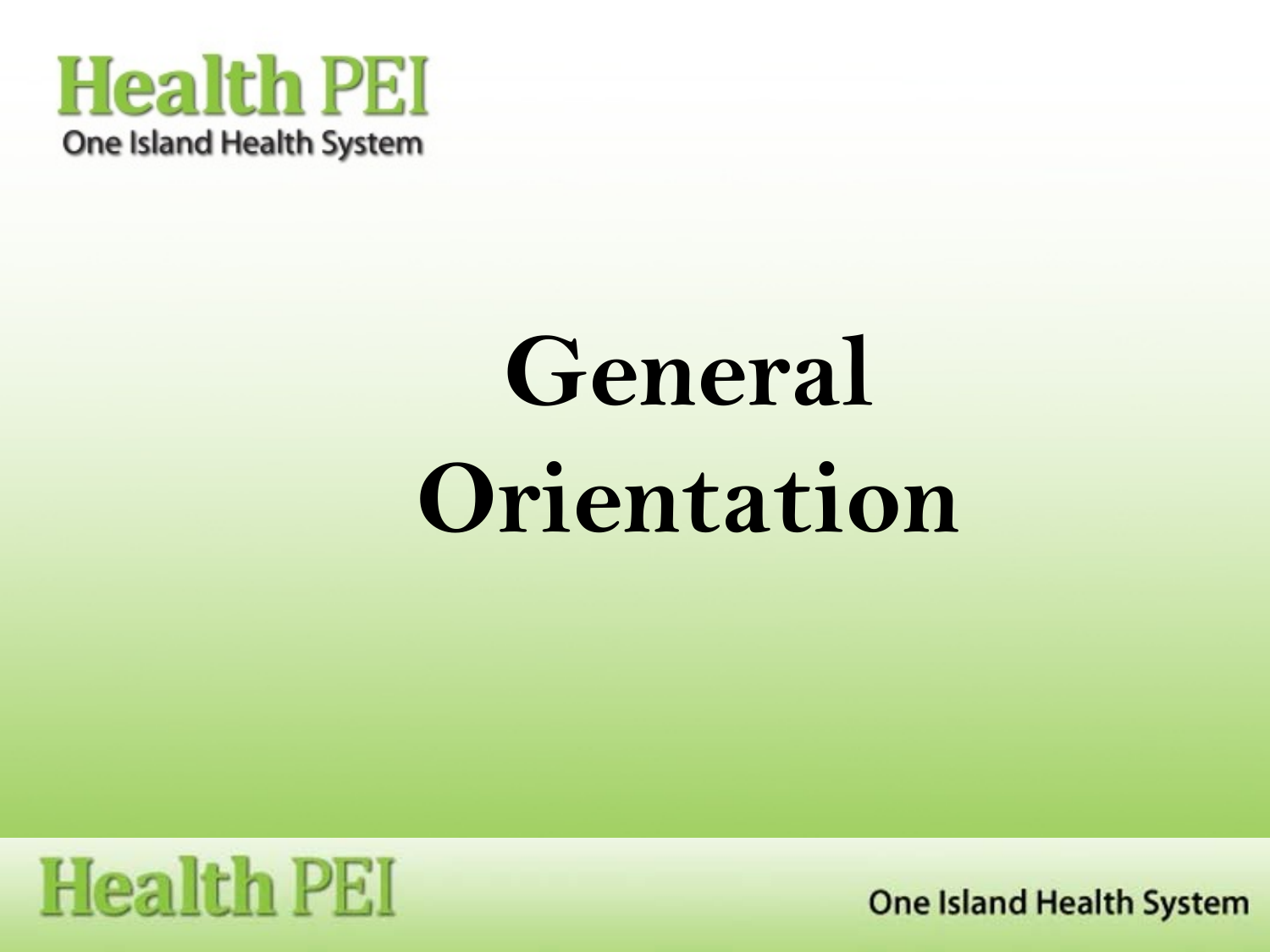# General Orientation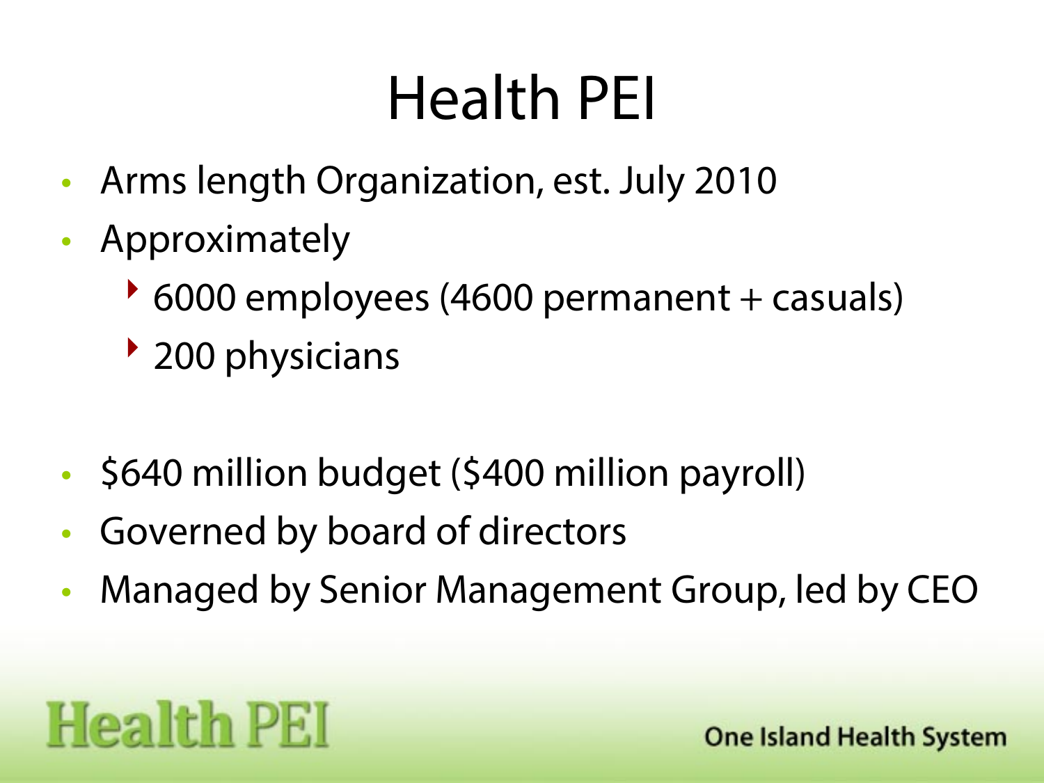# Health PEI

- Arms length Organization, est. July 2010
- Approximately
  - 6000 employees (4600 permanent + casuals)
  - 200 physicians
- $640 million budget ($400 million payroll)
- Governed by board of directors
- Managed by Senior Management Group, led by CEO

Health PEI

One Island Health System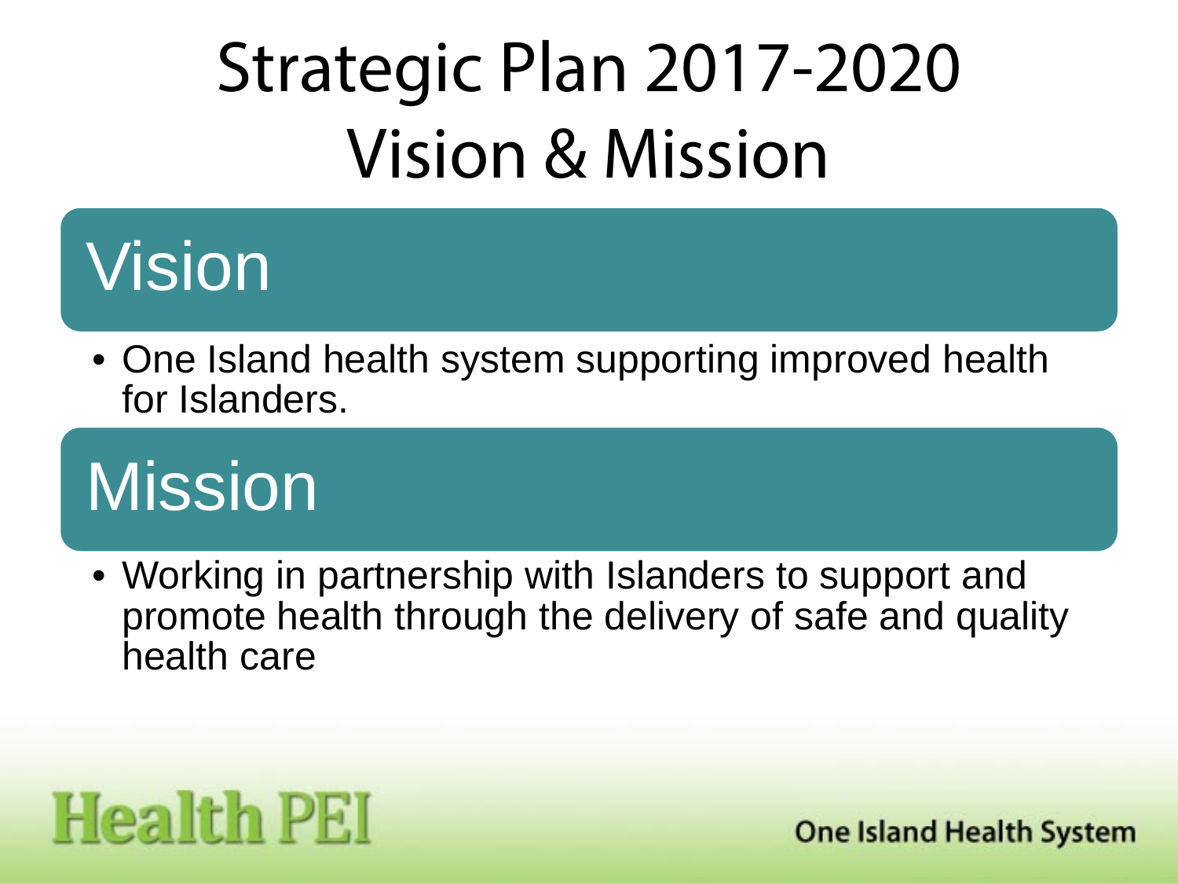# Strategic Plan 2017-2020 Vision & Mission

## Vision

- One Island health system supporting improved health for Islanders.

## Mission

- Working in partnership with Islanders to support and promote health through the delivery of safe and quality health care

Health PEI

One Island Health System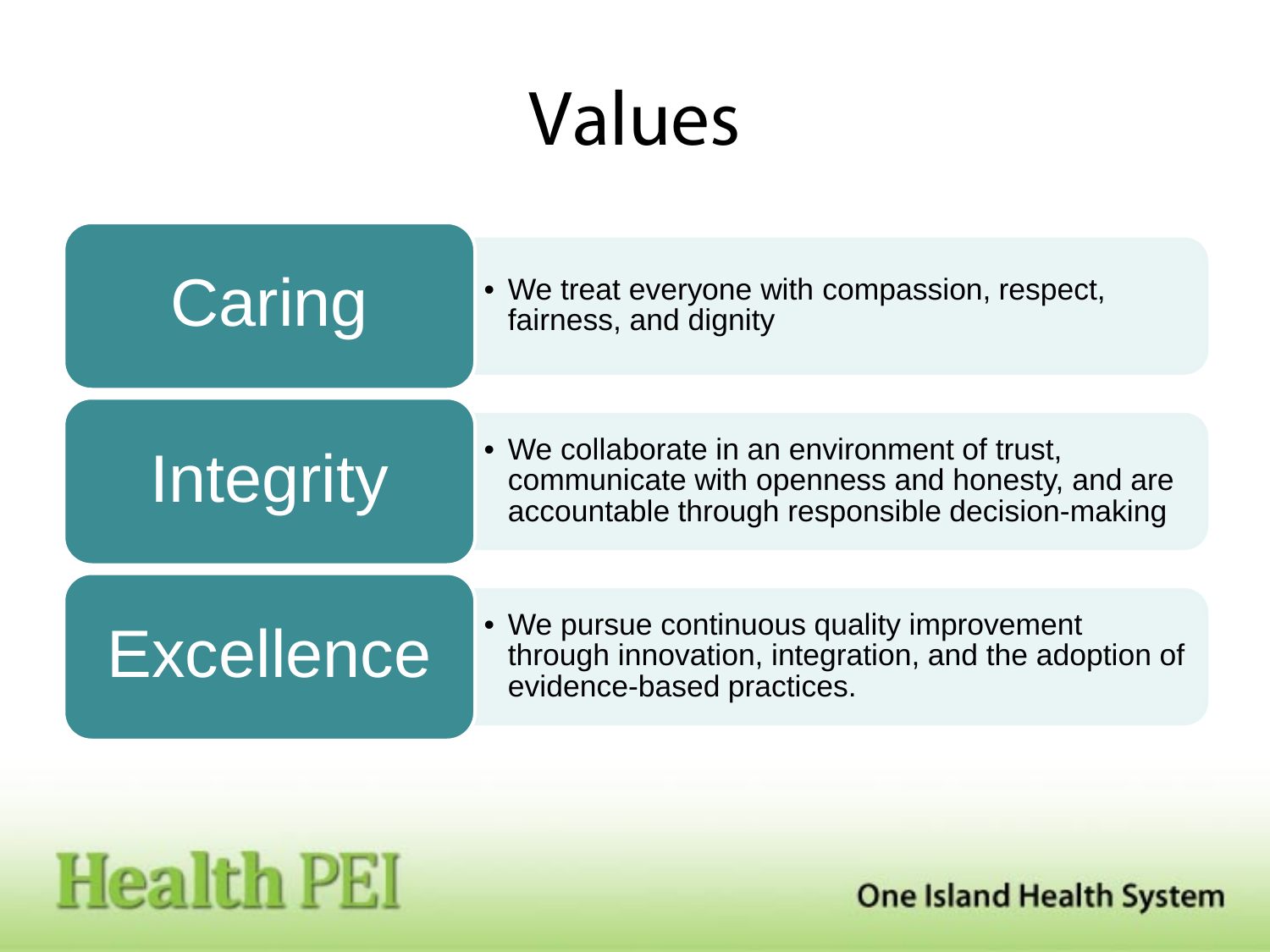# Values

**Caring**

- We treat everyone with compassion, respect, fairness, and dignity

**Integrity**

- We collaborate in an environment of trust, communicate with openness and honesty, and are accountable through responsible decision-making

**Excellence**

- We pursue continuous quality improvement through innovation, integration, and the adoption of evidence-based practices.

Health PEI

One Island Health System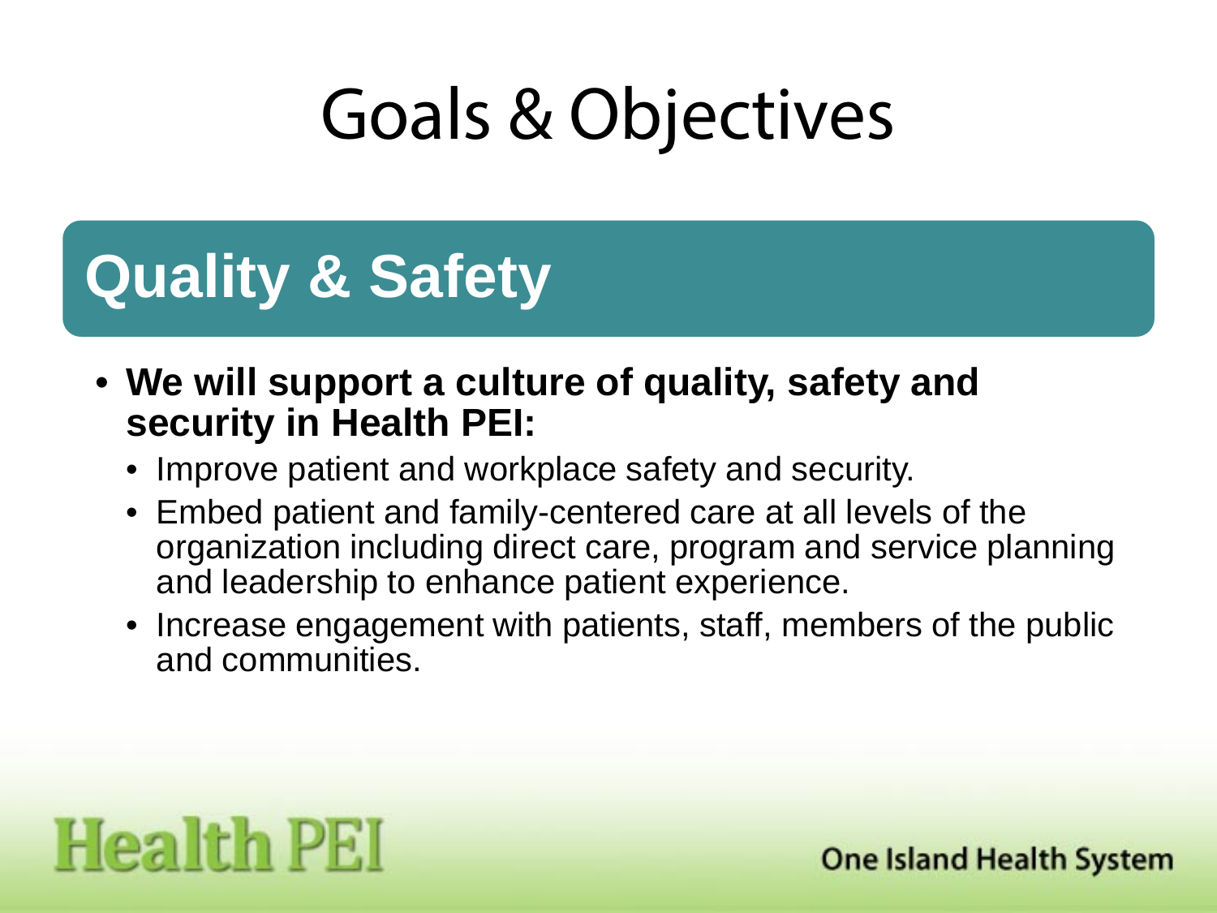# Goals & Objectives

## Quality & Safety

- **We will support a culture of quality, safety and security in Health PEI:**
  - Improve patient and workplace safety and security.
  - Embed patient and family-centered care at all levels of the organization including direct care, program and service planning and leadership to enhance patient experience.
  - Increase engagement with patients, staff, members of the public and communities.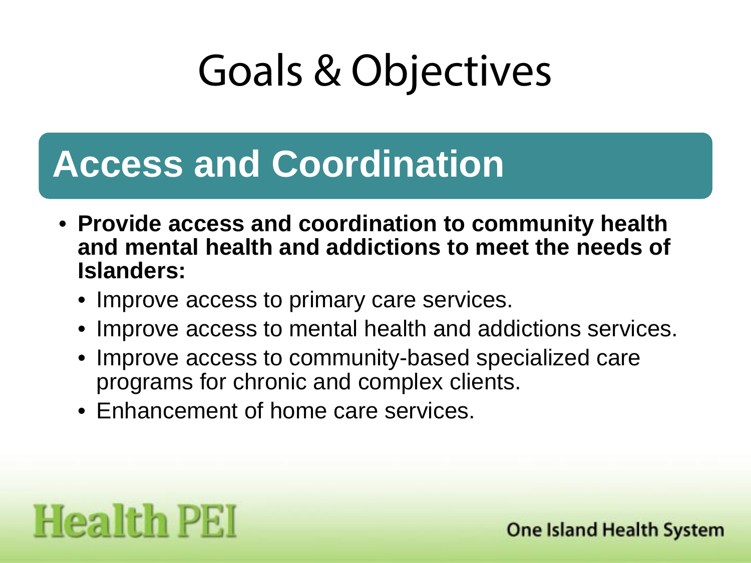# Goals & Objectives

## Access and Coordination

- **Provide access and coordination to community health and mental health and addictions to meet the needs of Islanders:**
  - Improve access to primary care services.
  - Improve access to mental health and addictions services.
  - Improve access to community-based specialized care programs for chronic and complex clients.
  - Enhancement of home care services.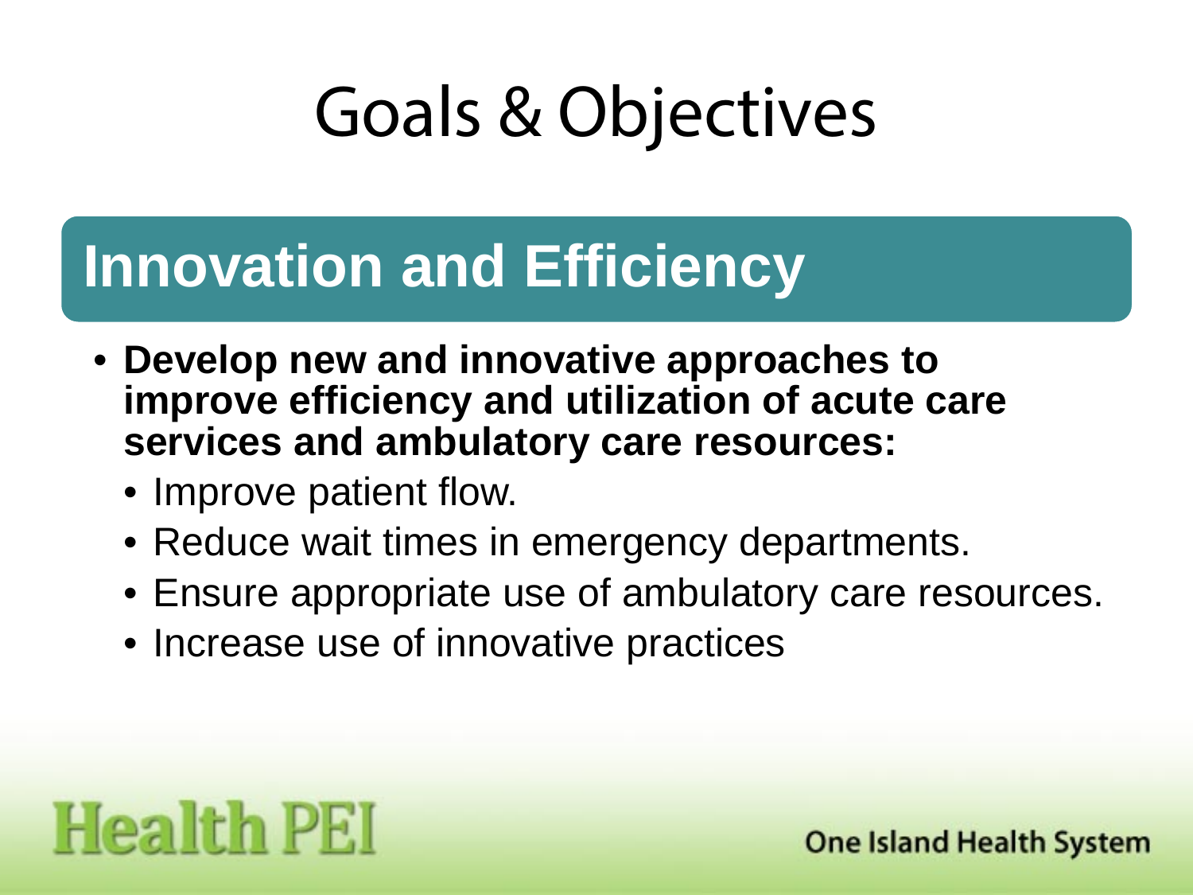# Goals & Objectives

## Innovation and Efficiency

- **Develop new and innovative approaches to improve efficiency and utilization of acute care services and ambulatory care resources:**
  - Improve patient flow.
  - Reduce wait times in emergency departments.
  - Ensure appropriate use of ambulatory care resources.
  - Increase use of innovative practices

Health PEI

One Island Health System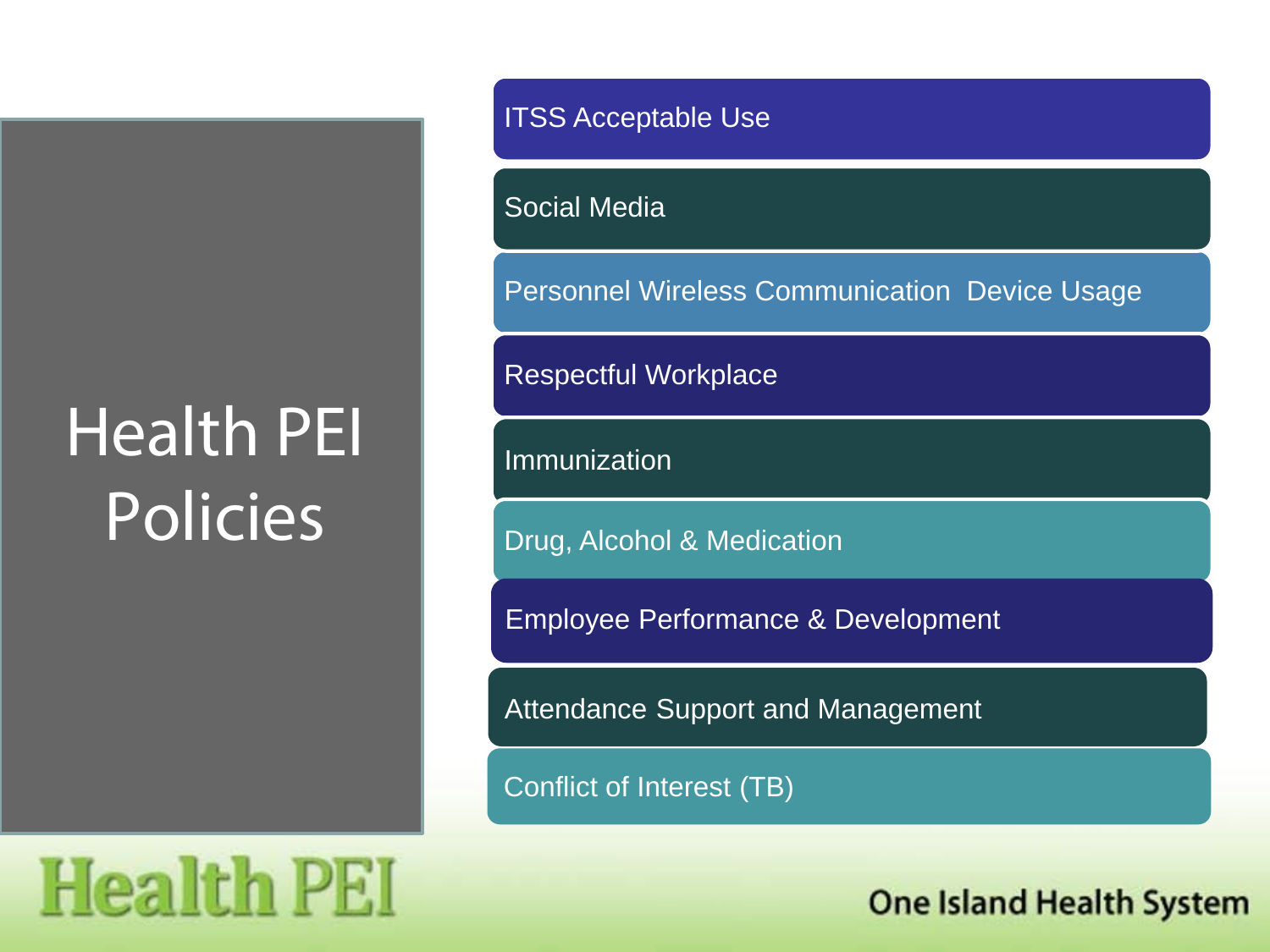# Health PEI Policies

- ITSS Acceptable Use
- Social Media
- Personnel Wireless Communication Device Usage
- Respectful Workplace
- Immunization
- Drug, Alcohol & Medication
- Employee Performance & Development
- Attendance Support and Management
- Conflict of Interest (TB)

Health PEI

One Island Health System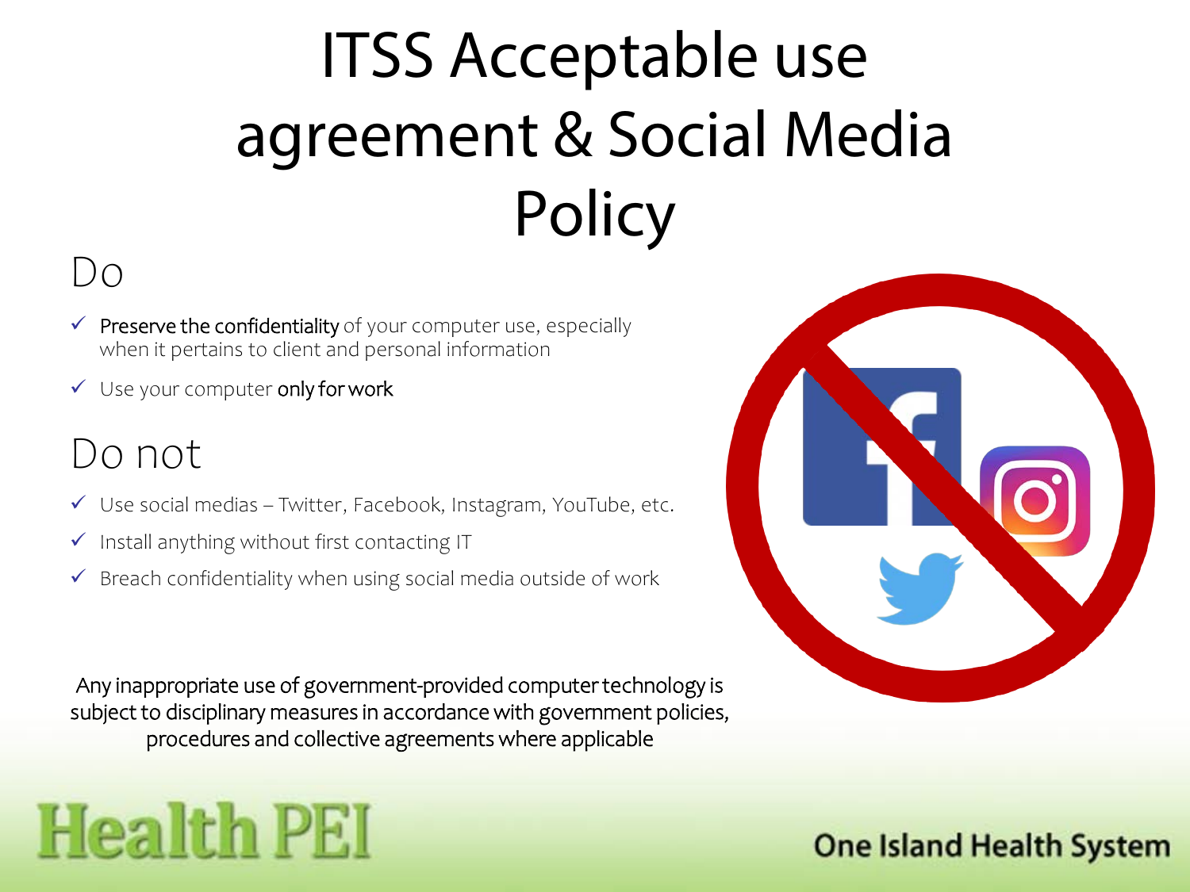# ITSS Acceptable use agreement & Social Media Policy

## Do

- ✓ **Preserve the confidentiality** of your computer use, especially when it pertains to client and personal information
- ✓ Use your computer **only for work**

## Do not

- ✓ Use social medias – Twitter, Facebook, Instagram, YouTube, etc.
- ✓ Install anything without first contacting IT
- ✓ Breach confidentiality when using social media outside of work

Any inappropriate use of government-provided computer technology is subject to disciplinary measures in accordance with government policies, procedures and collective agreements where applicable

Health PEI

One Island Health System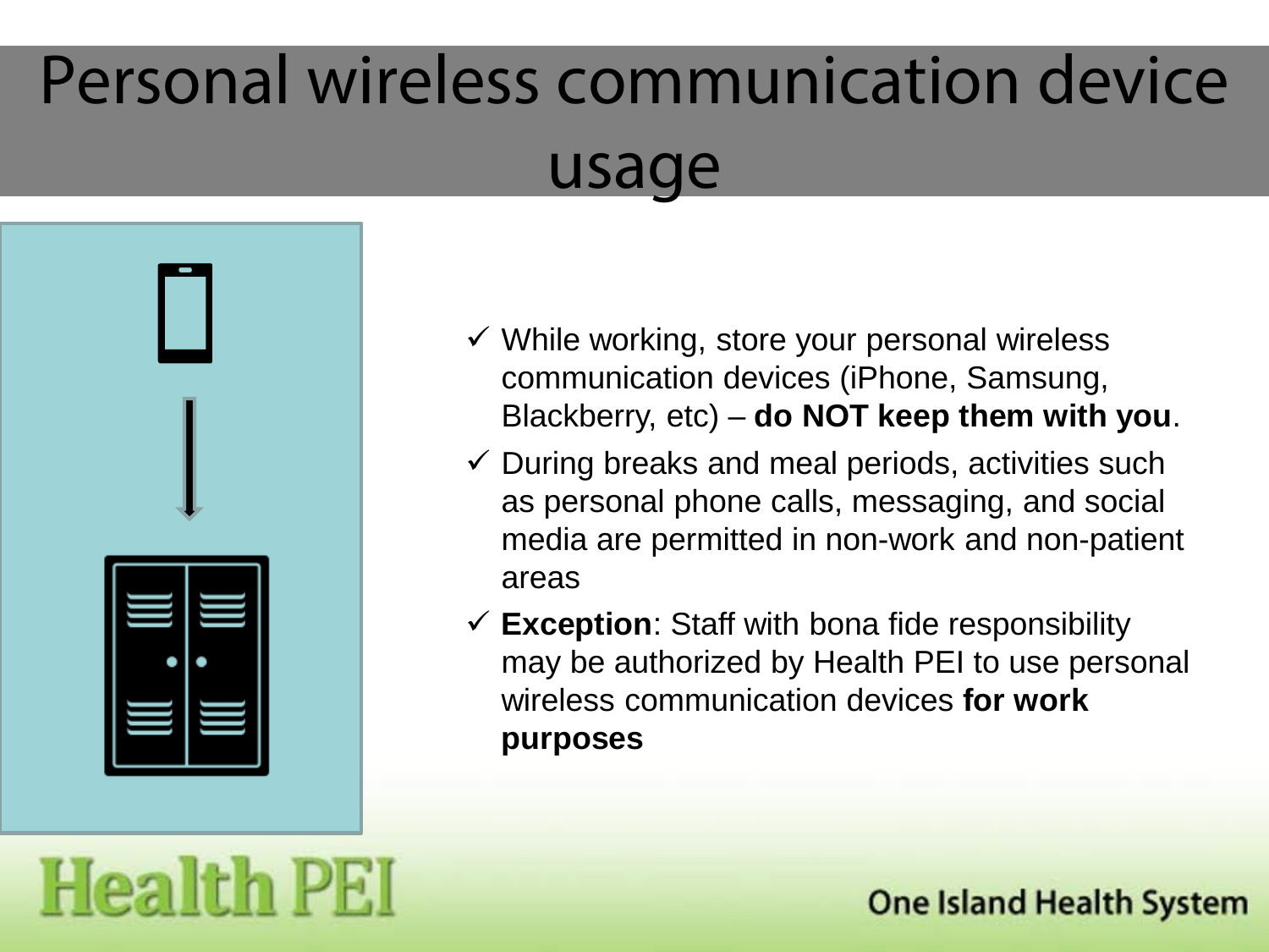# Personal wireless communication device usage

- ✓ While working, store your personal wireless communication devices (iPhone, Samsung, Blackberry, etc) – **do NOT keep them with you**.
- ✓ During breaks and meal periods, activities such as personal phone calls, messaging, and social media are permitted in non-work and non-patient areas
- ✓ **Exception**: Staff with bona fide responsibility may be authorized by Health PEI to use personal wireless communication devices **for work purposes**

Health PEI

One Island Health System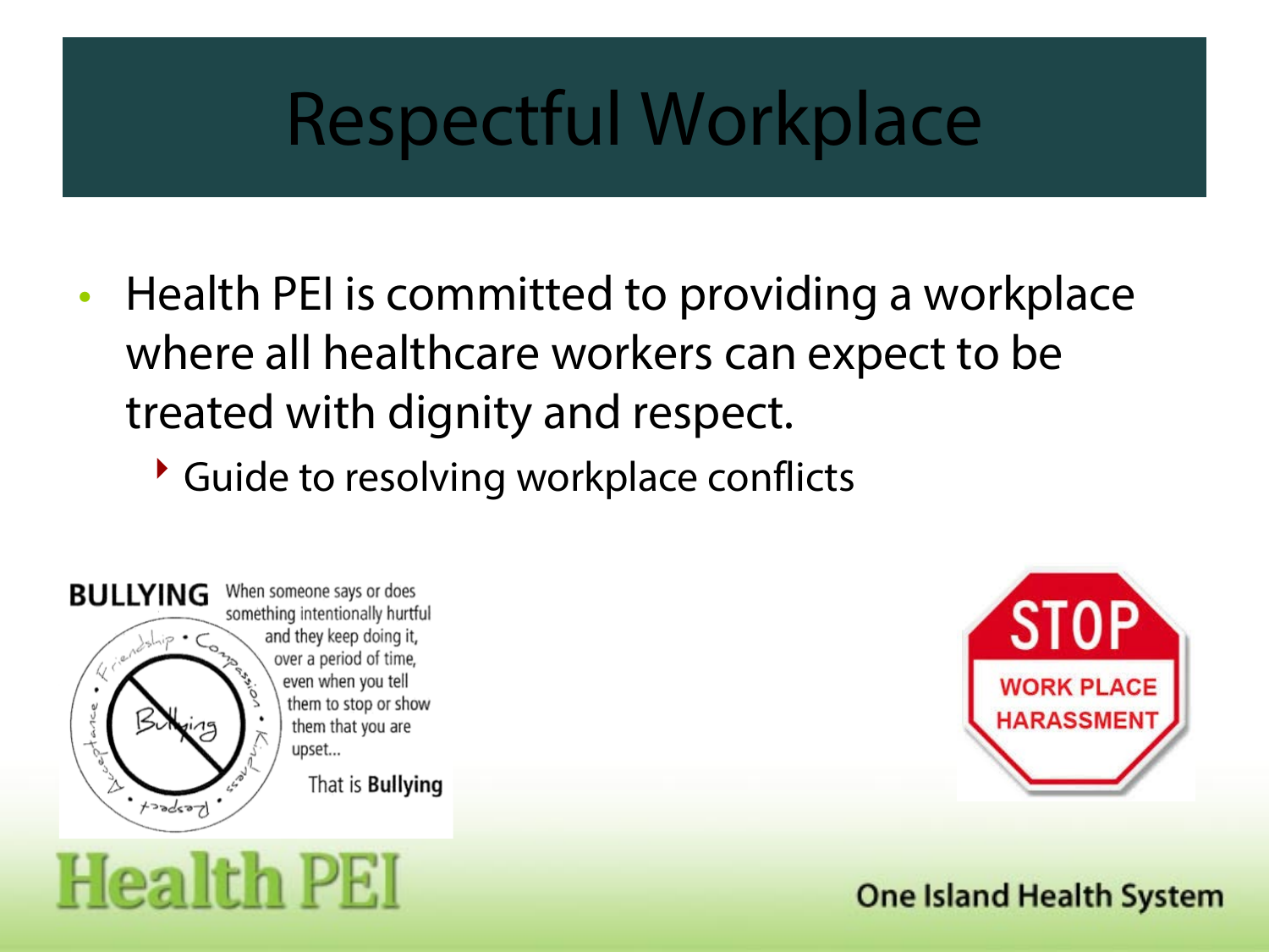# Respectful Workplace

- Health PEI is committed to providing a workplace where all healthcare workers can expect to be treated with dignity and respect.
  - Guide to resolving workplace conflicts

**BULLYING** When someone says or does something intentionally hurtful and they keep doing it, over a period of time, even when you tell them to stop or show them that you are upset...

That is **Bullying**

STOP WORK PLACE HARASSMENT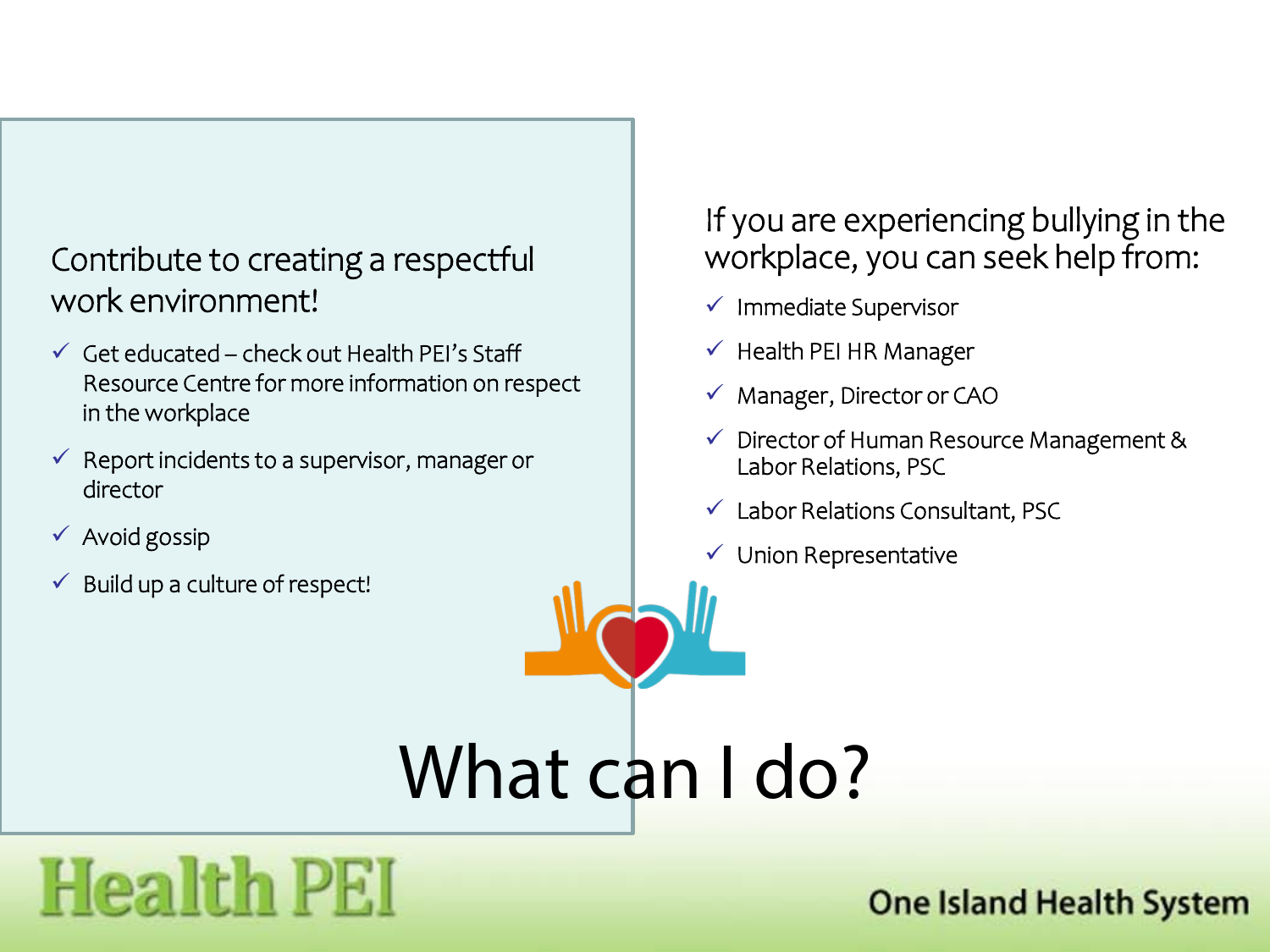# What can I do?

## Contribute to creating a respectful work environment!

- ✓ Get educated – check out Health PEI's Staff Resource Centre for more information on respect in the workplace
- ✓ Report incidents to a supervisor, manager or director
- ✓ Avoid gossip
- ✓ Build up a culture of respect!

## If you are experiencing bullying in the workplace, you can seek help from:

- ✓ Immediate Supervisor
- ✓ Health PEI HR Manager
- ✓ Manager, Director or CAO
- ✓ Director of Human Resource Management & Labor Relations, PSC
- ✓ Labor Relations Consultant, PSC
- ✓ Union Representative

Health PEI

One Island Health System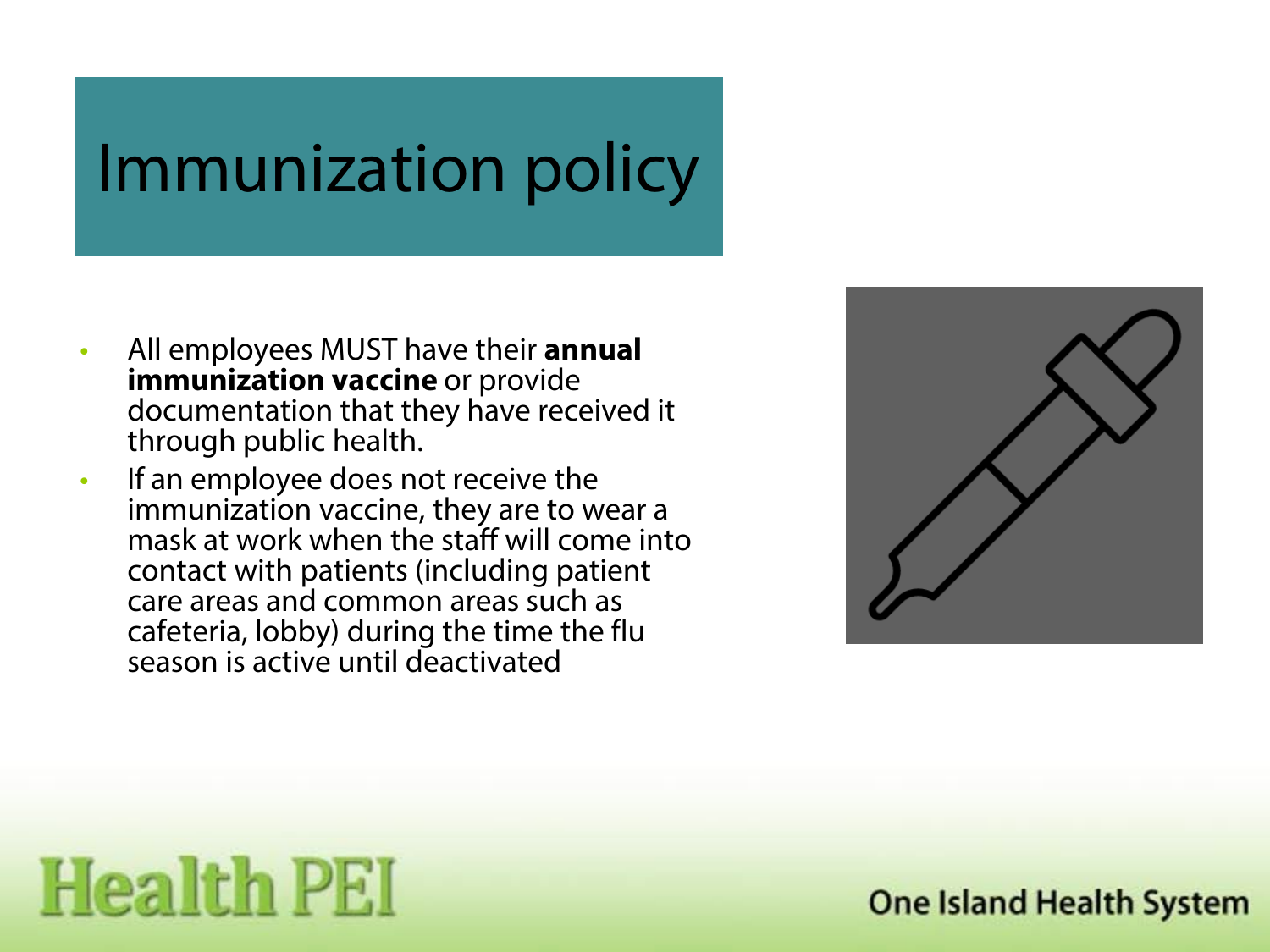# Immunization policy

- All employees MUST have their **annual immunization vaccine** or provide documentation that they have received it through public health.
- If an employee does not receive the immunization vaccine, they are to wear a mask at work when the staff will come into contact with patients (including patient care areas and common areas such as cafeteria, lobby) during the time the flu season is active until deactivated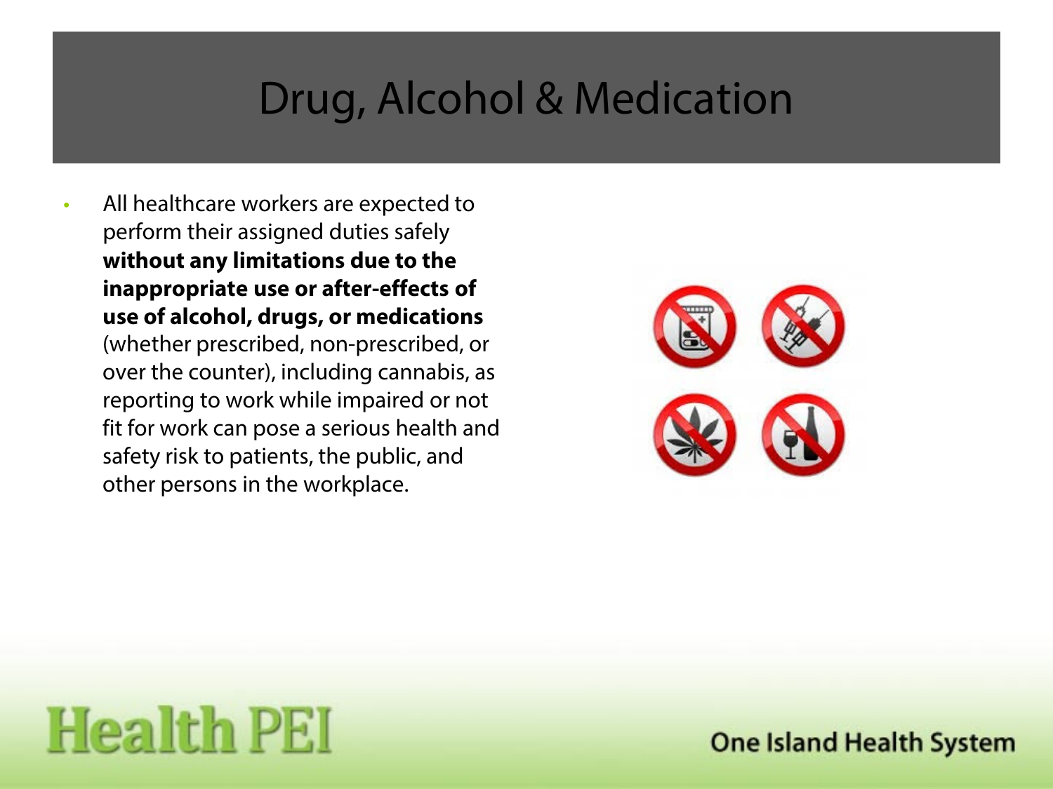# Drug, Alcohol & Medication

- All healthcare workers are expected to perform their assigned duties safely **without any limitations due to the inappropriate use or after-effects of use of alcohol, drugs, or medications** (whether prescribed, non-prescribed, or over the counter), including cannabis, as reporting to work while impaired or not fit for work can pose a serious health and safety risk to patients, the public, and other persons in the workplace.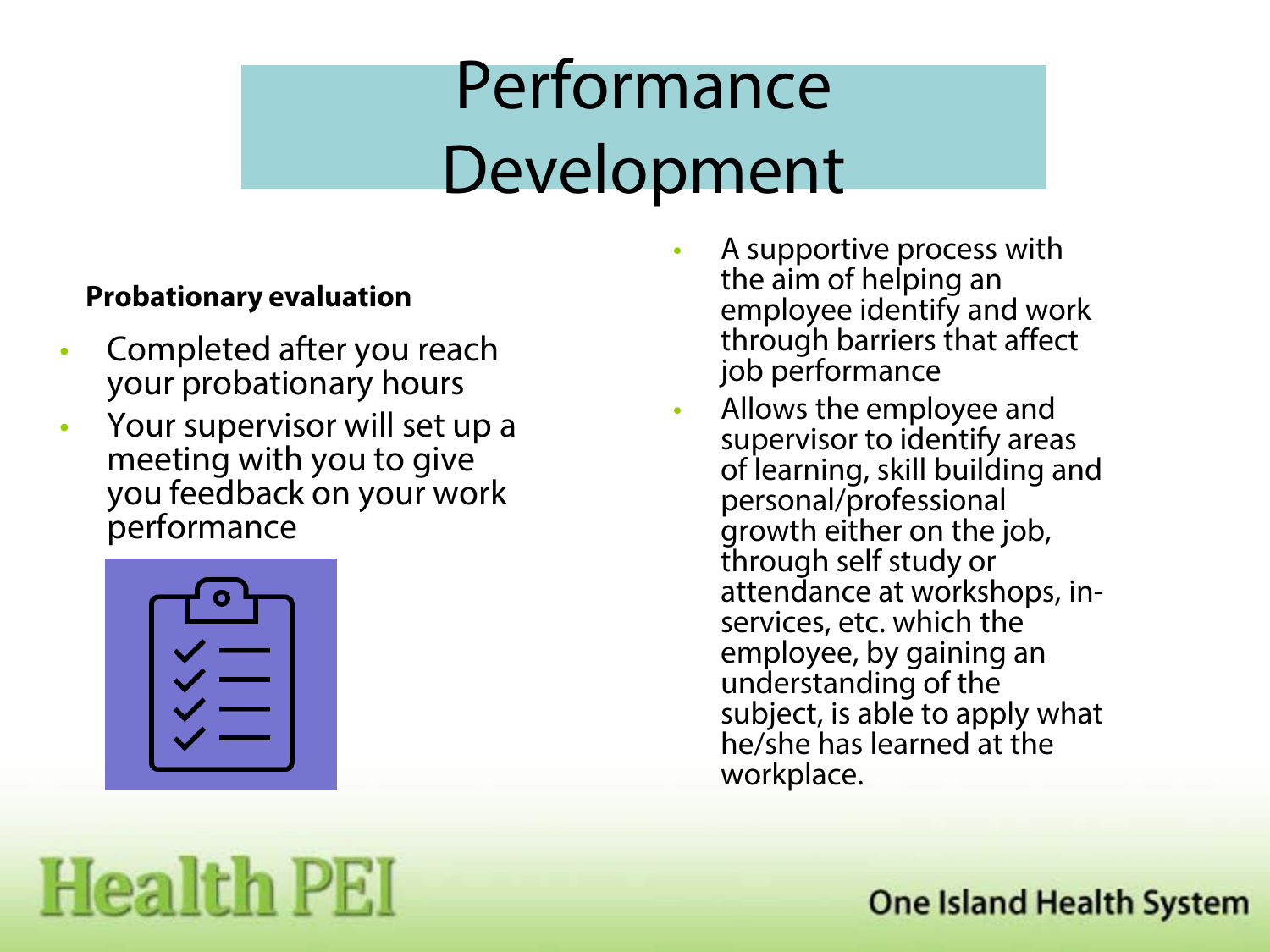# Performance Development

**Probationary evaluation**

- Completed after you reach your probationary hours
- Your supervisor will set up a meeting with you to give you feedback on your work performance

- A supportive process with the aim of helping an employee identify and work through barriers that affect job performance
- Allows the employee and supervisor to identify areas of learning, skill building and personal/professional growth either on the job, through self study or attendance at workshops, in-services, etc. which the employee, by gaining an understanding of the subject, is able to apply what he/she has learned at the workplace.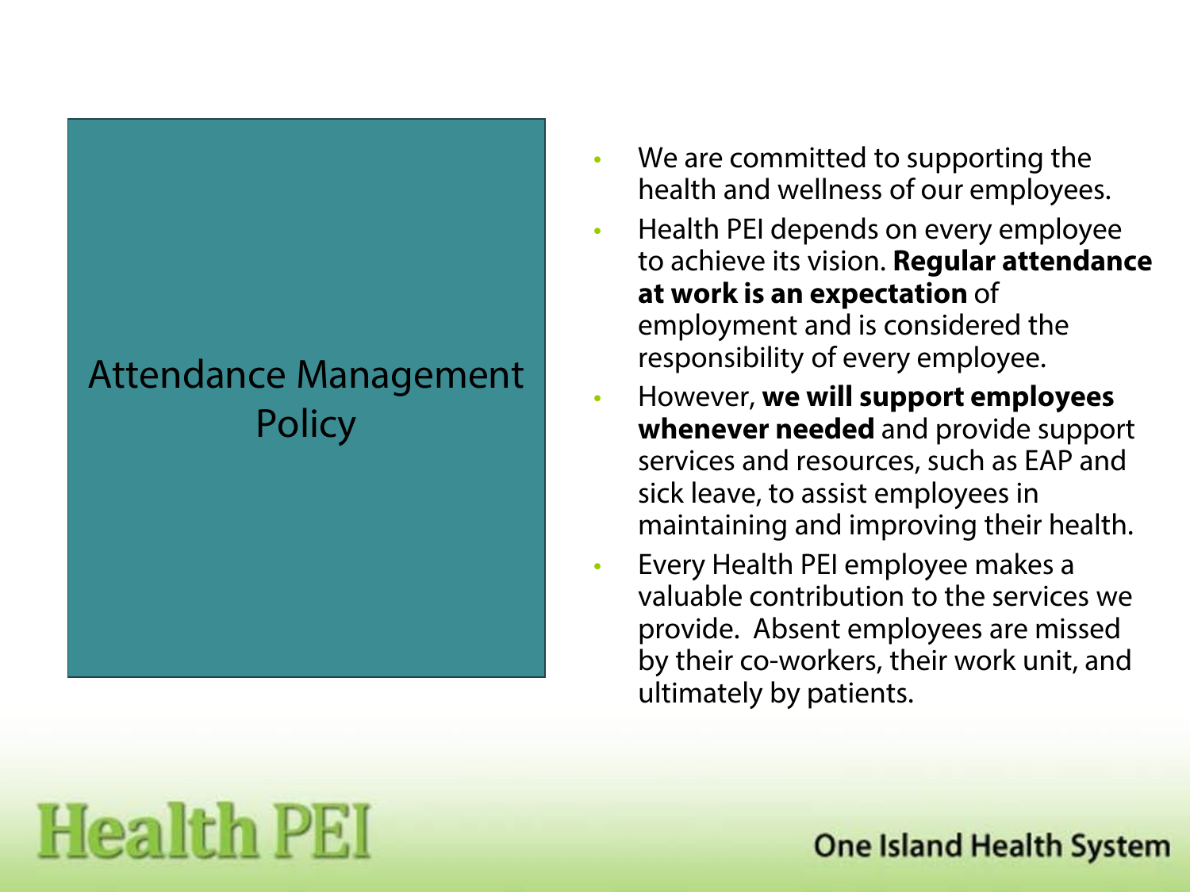# Attendance Management Policy

- We are committed to supporting the health and wellness of our employees.
- Health PEI depends on every employee to achieve its vision. **Regular attendance at work is an expectation** of employment and is considered the responsibility of every employee.
- However, **we will support employees whenever needed** and provide support services and resources, such as EAP and sick leave, to assist employees in maintaining and improving their health.
- Every Health PEI employee makes a valuable contribution to the services we provide. Absent employees are missed by their co-workers, their work unit, and ultimately by patients.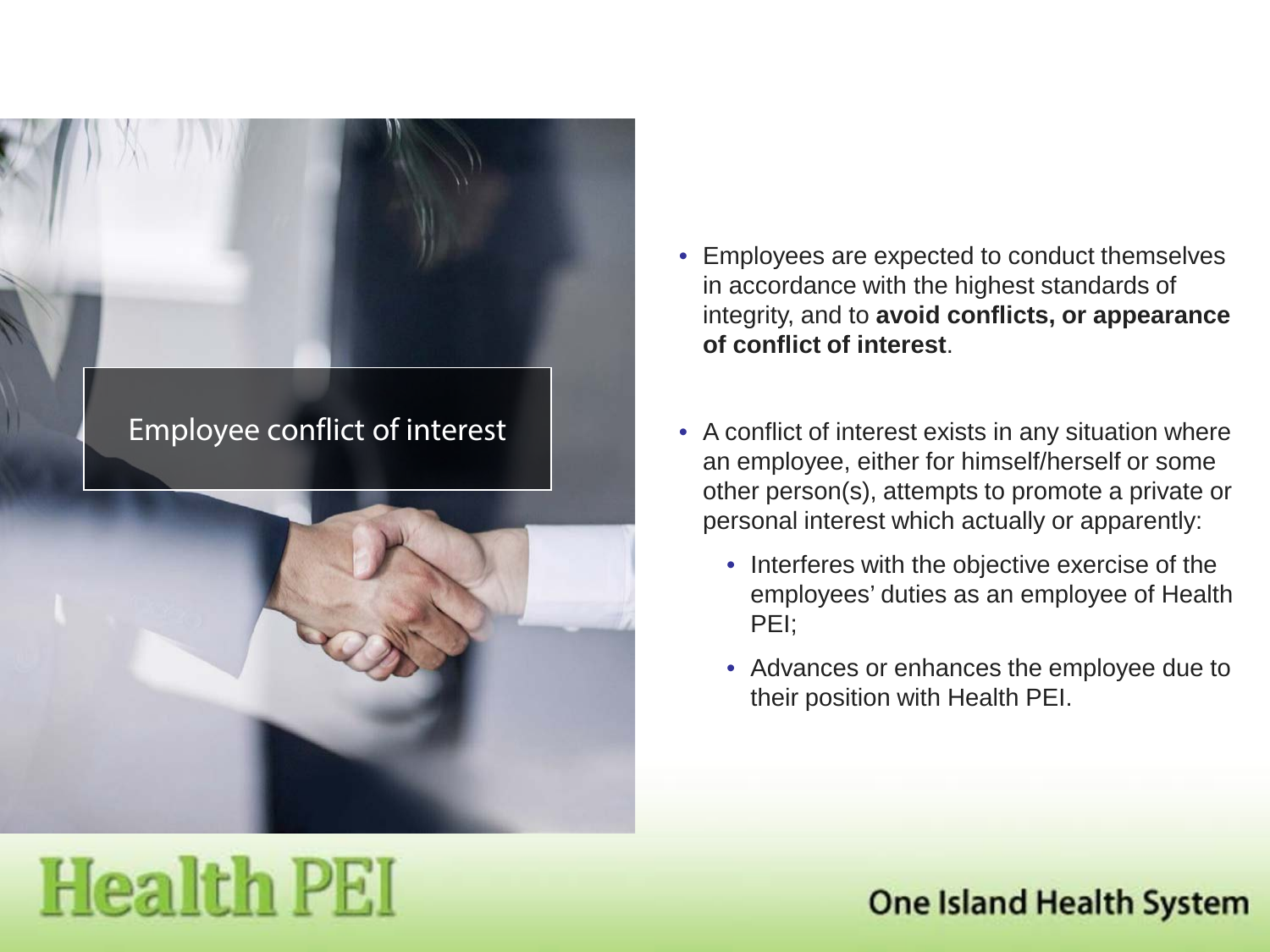## Employee conflict of interest

- Employees are expected to conduct themselves in accordance with the highest standards of integrity, and to **avoid conflicts, or appearance of conflict of interest**.
- A conflict of interest exists in any situation where an employee, either for himself/herself or some other person(s), attempts to promote a private or personal interest which actually or apparently:
  - Interferes with the objective exercise of the employees' duties as an employee of Health PEI;
  - Advances or enhances the employee due to their position with Health PEI.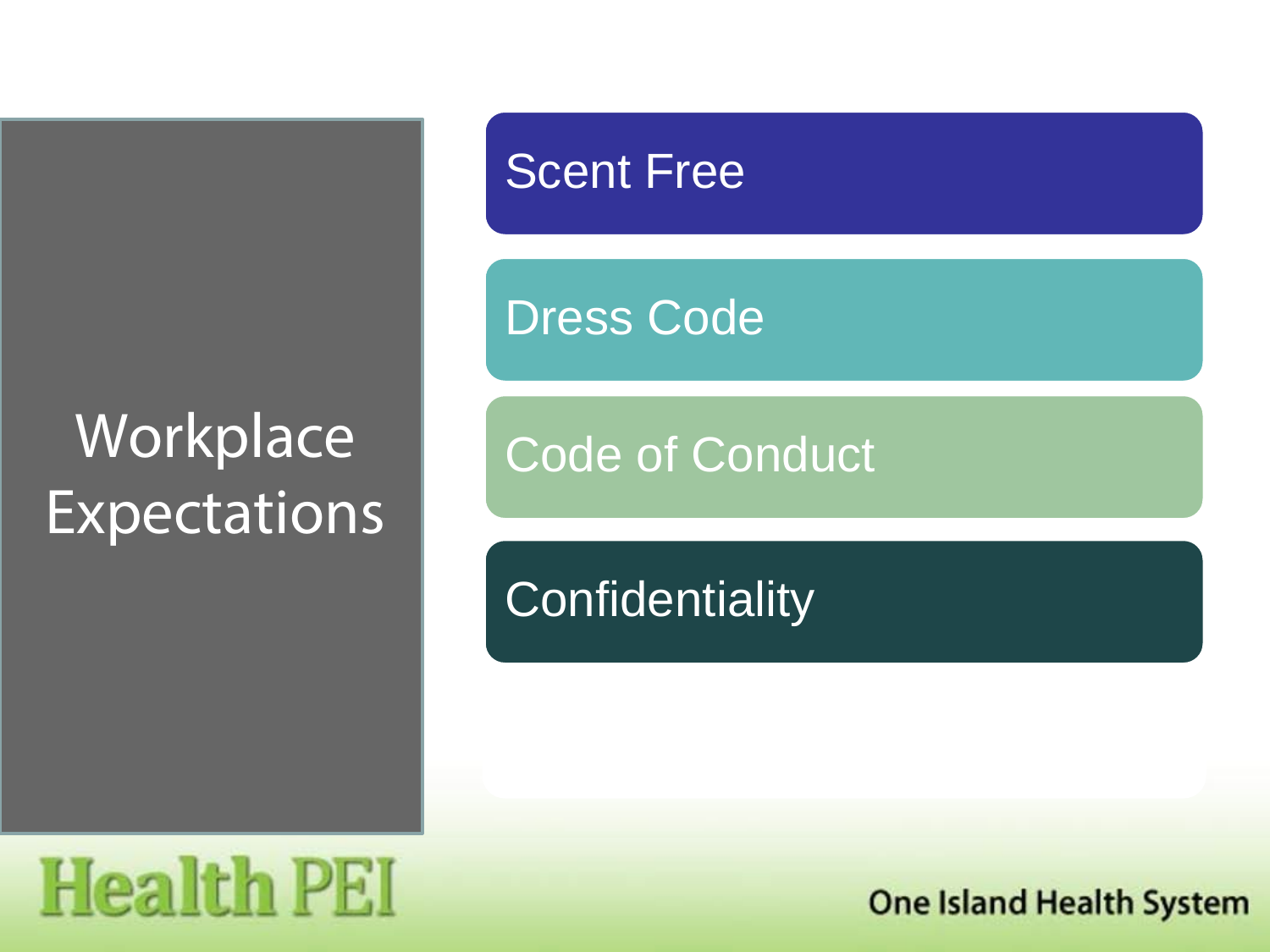# Workplace Expectations

- Scent Free
- Dress Code
- Code of Conduct
- Confidentiality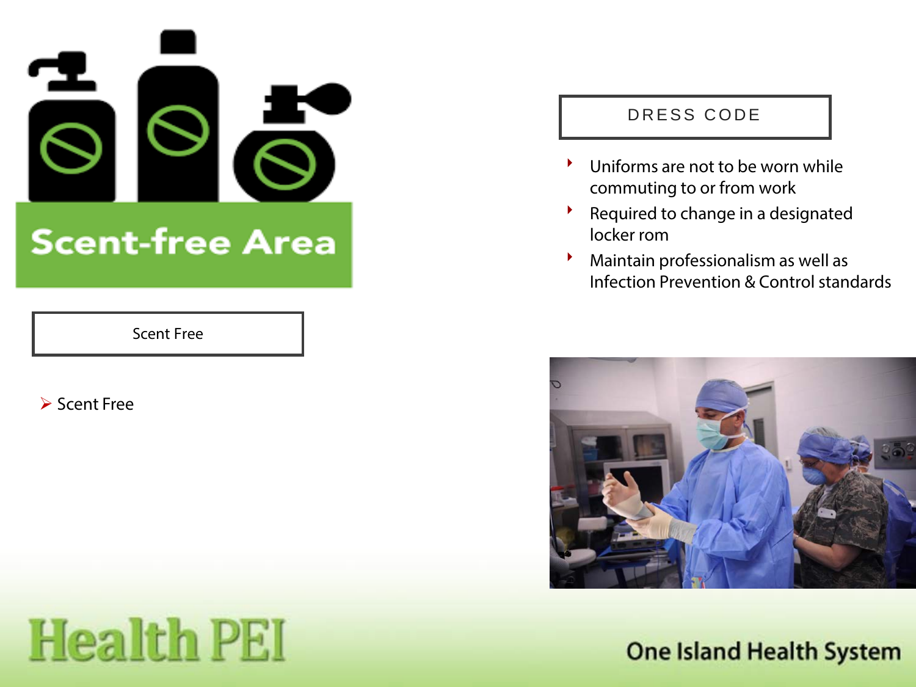Scent-free Area

## Scent Free

- Scent Free

## DRESS CODE

- Uniforms are not to be worn while commuting to or from work
- Required to change in a designated locker rom
- Maintain professionalism as well as Infection Prevention & Control standards

Health PEI

One Island Health System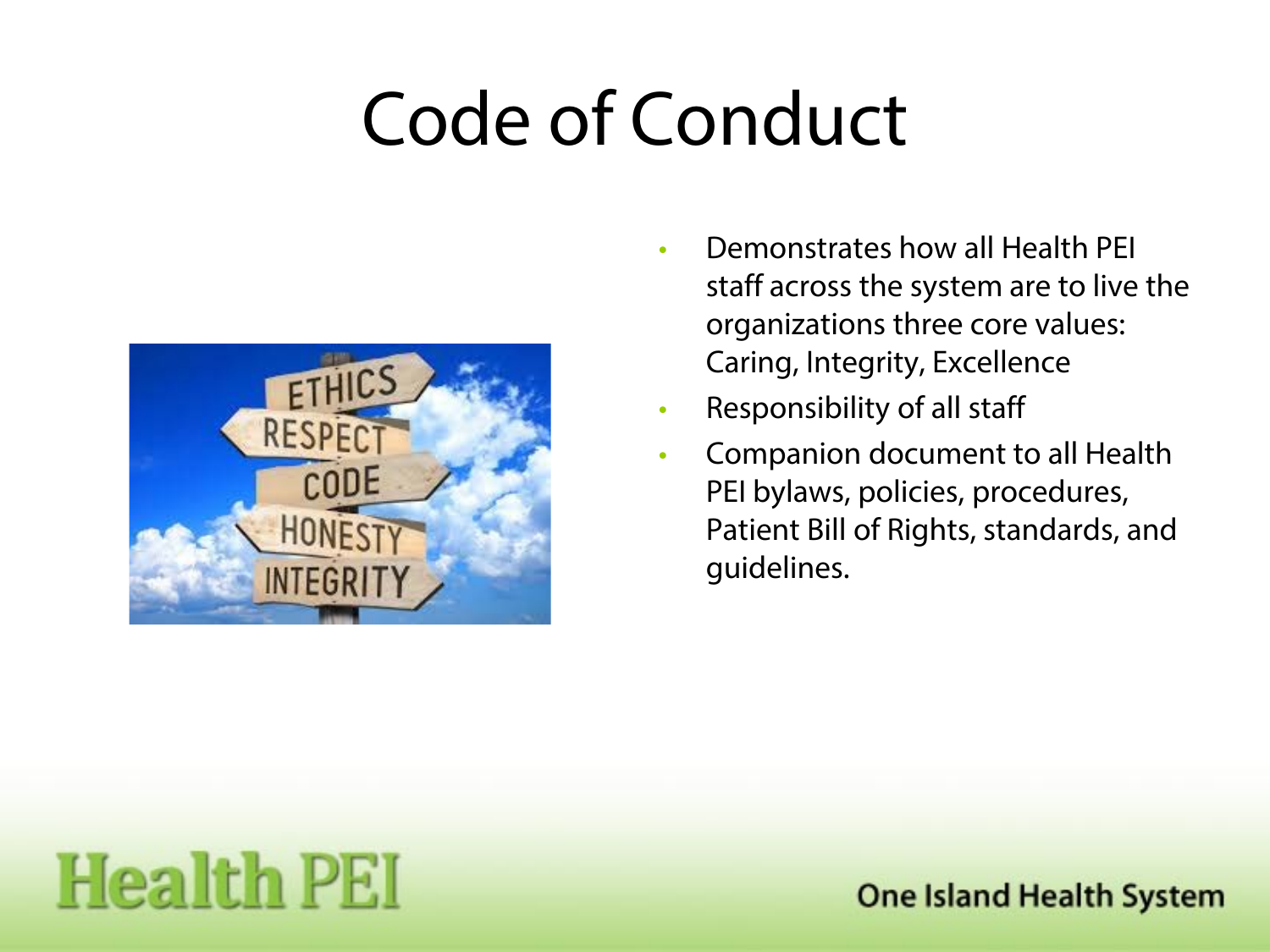# Code of Conduct

- Demonstrates how all Health PEI staff across the system are to live the organizations three core values: Caring, Integrity, Excellence
- Responsibility of all staff
- Companion document to all Health PEI bylaws, policies, procedures, Patient Bill of Rights, standards, and guidelines.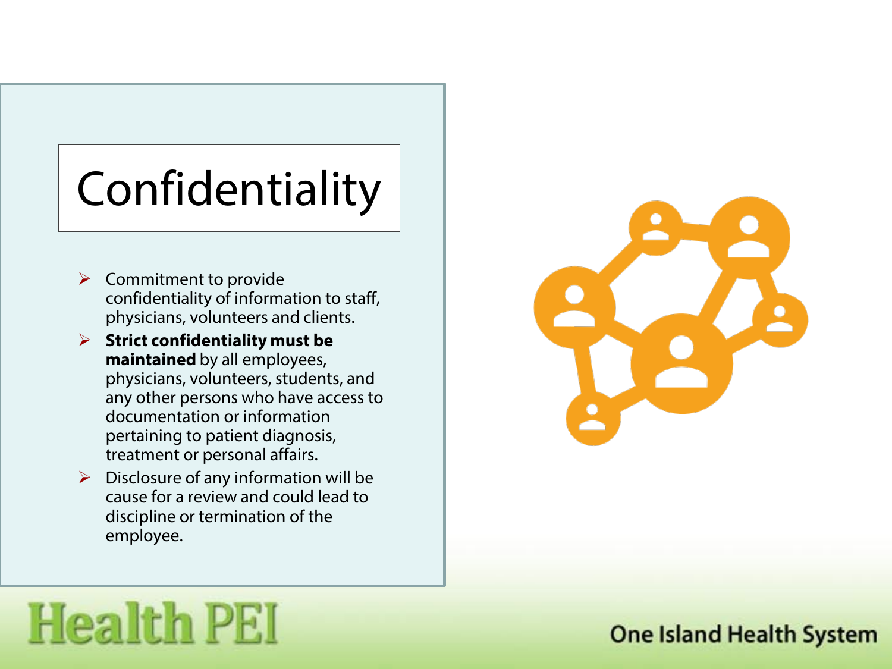# Confidentiality

- Commitment to provide confidentiality of information to staff, physicians, volunteers and clients.
- **Strict confidentiality must be maintained** by all employees, physicians, volunteers, students, and any other persons who have access to documentation or information pertaining to patient diagnosis, treatment or personal affairs.
- Disclosure of any information will be cause for a review and could lead to discipline or termination of the employee.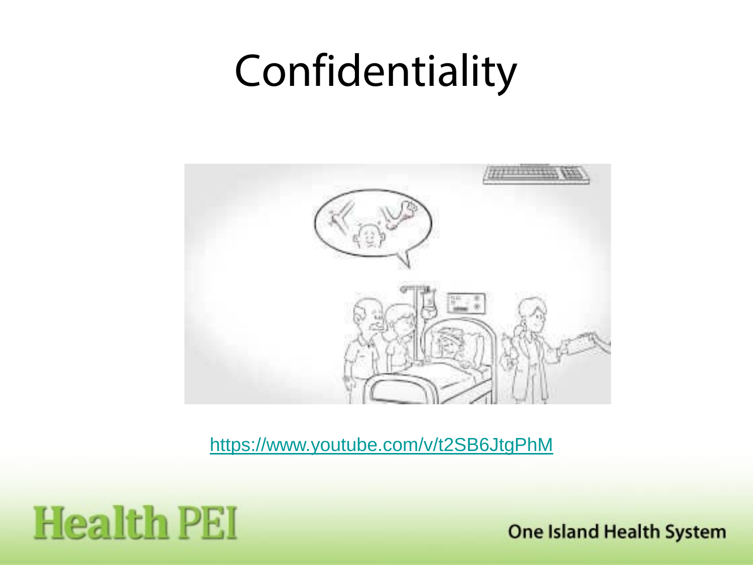# Confidentiality

https://www.youtube.com/v/t2SB6JtgPhM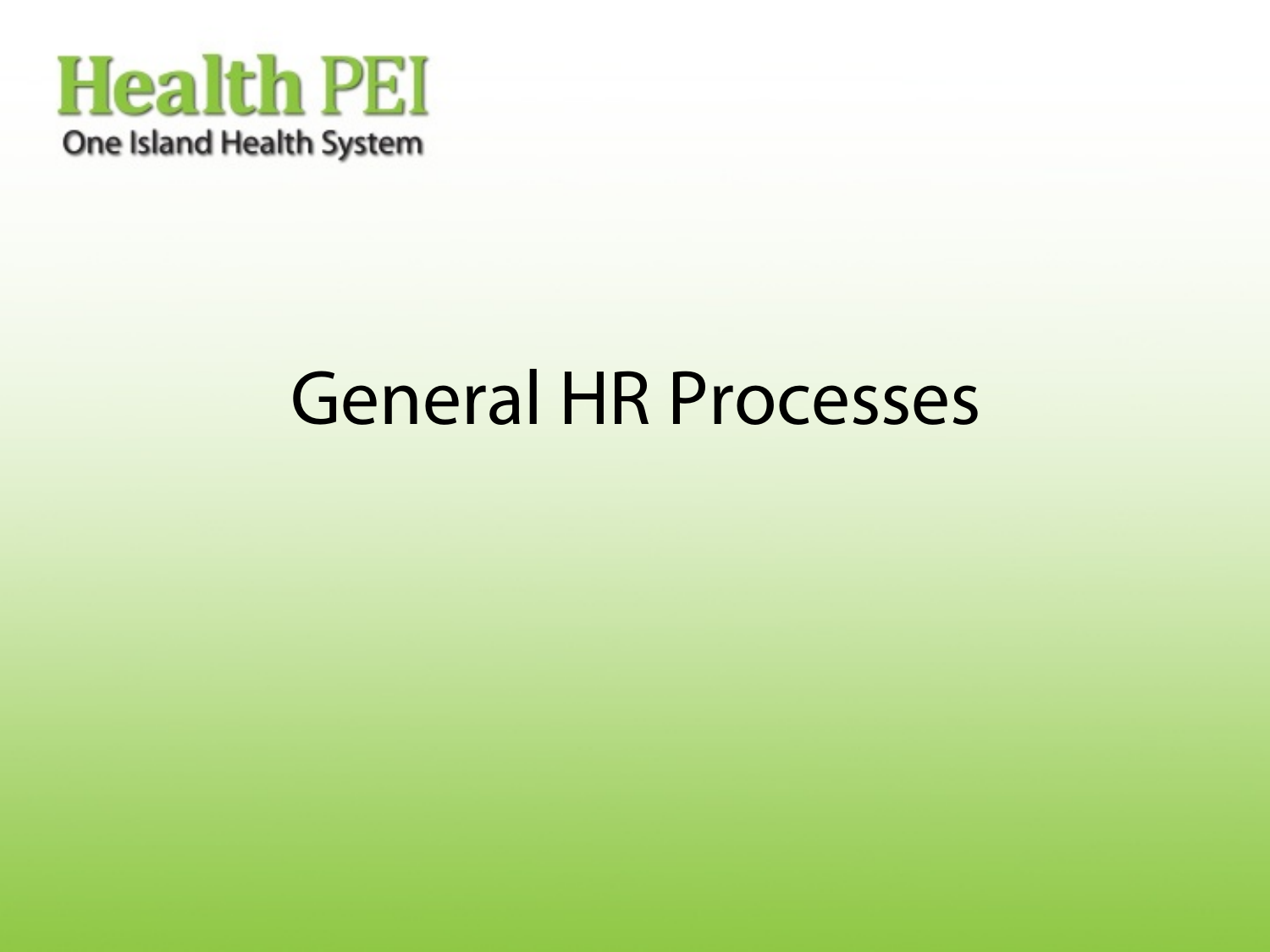Health PEI
One Island Health System

# General HR Processes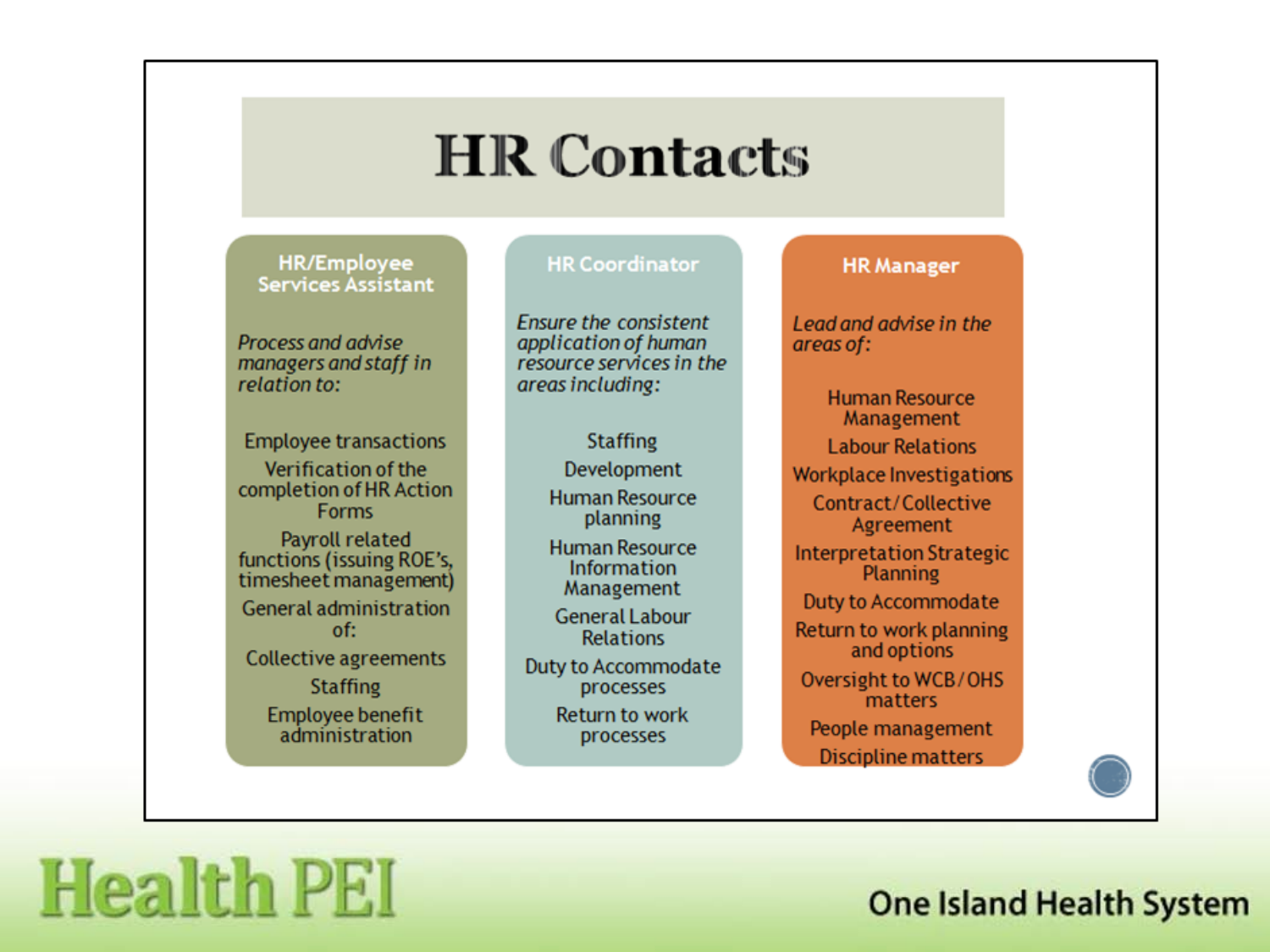# HR Contacts

## HR/Employee Services Assistant

*Process and advise managers and staff in relation to:*

- Employee transactions
- Verification of the completion of HR Action Forms
- Payroll related functions (issuing ROE's, timesheet management)
- General administration of:
- Collective agreements
- Staffing
- Employee benefit administration

## HR Coordinator

*Ensure the consistent application of human resource services in the areas including:*

- Staffing
- Development
- Human Resource planning
- Human Resource Information Management
- General Labour Relations
- Duty to Accommodate processes
- Return to work processes

## HR Manager

*Lead and advise in the areas of:*

- Human Resource Management
- Labour Relations
- Workplace Investigations
- Contract/Collective Agreement
- Interpretation Strategic Planning
- Duty to Accommodate
- Return to work planning and options
- Oversight to WCB/OHS matters
- People management
- Discipline matters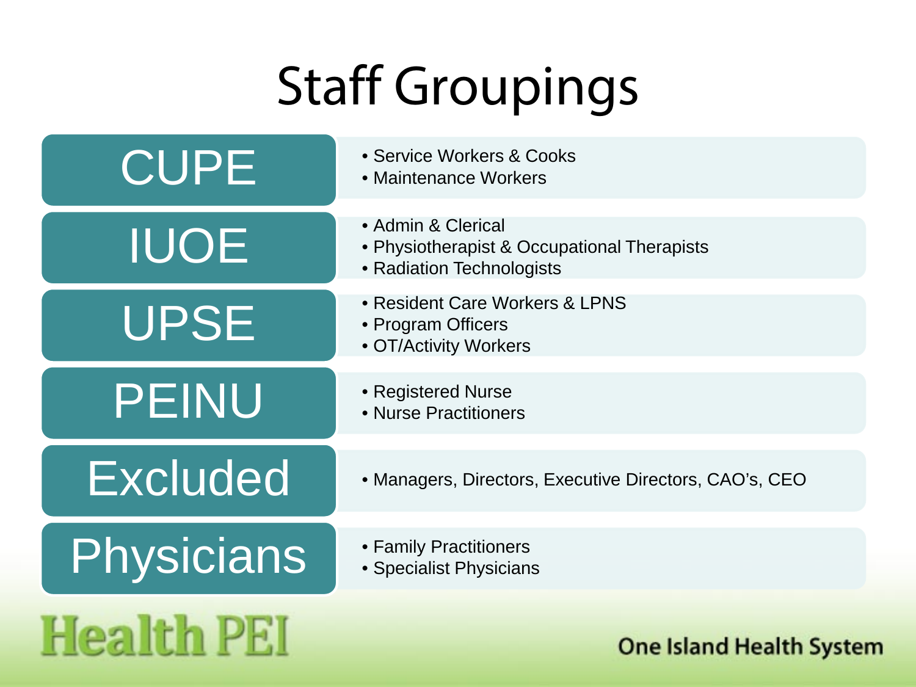# Staff Groupings

| Group | Staff |
| --- | --- |
| CUPE | • Service Workers & Cooks<br>• Maintenance Workers |
| IUOE | • Admin & Clerical<br>• Physiotherapist & Occupational Therapists<br>• Radiation Technologists |
| UPSE | • Resident Care Workers & LPNS<br>• Program Officers<br>• OT/Activity Workers |
| PEINU | • Registered Nurse<br>• Nurse Practitioners |
| Excluded | • Managers, Directors, Executive Directors, CAO's, CEO |
| Physicians | • Family Practitioners<br>• Specialist Physicians |

Health PEI

One Island Health System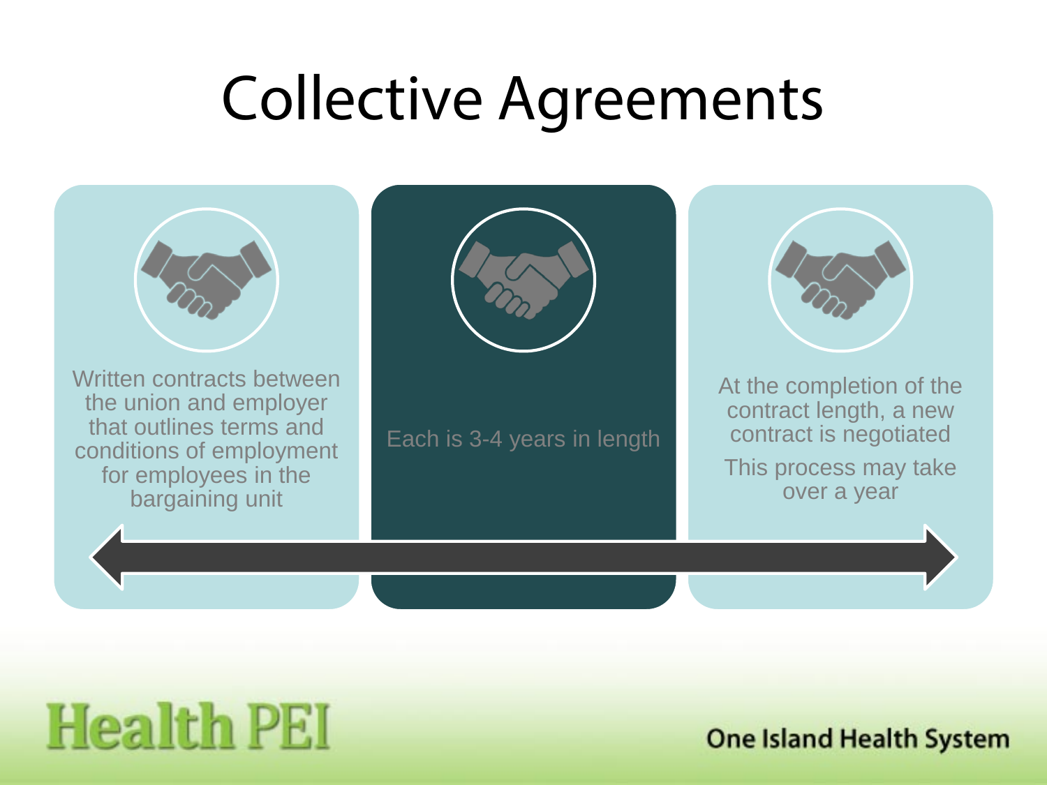# Collective Agreements

Written contracts between the union and employer that outlines terms and conditions of employment for employees in the bargaining unit

Each is 3-4 years in length

At the completion of the contract length, a new contract is negotiated

This process may take over a year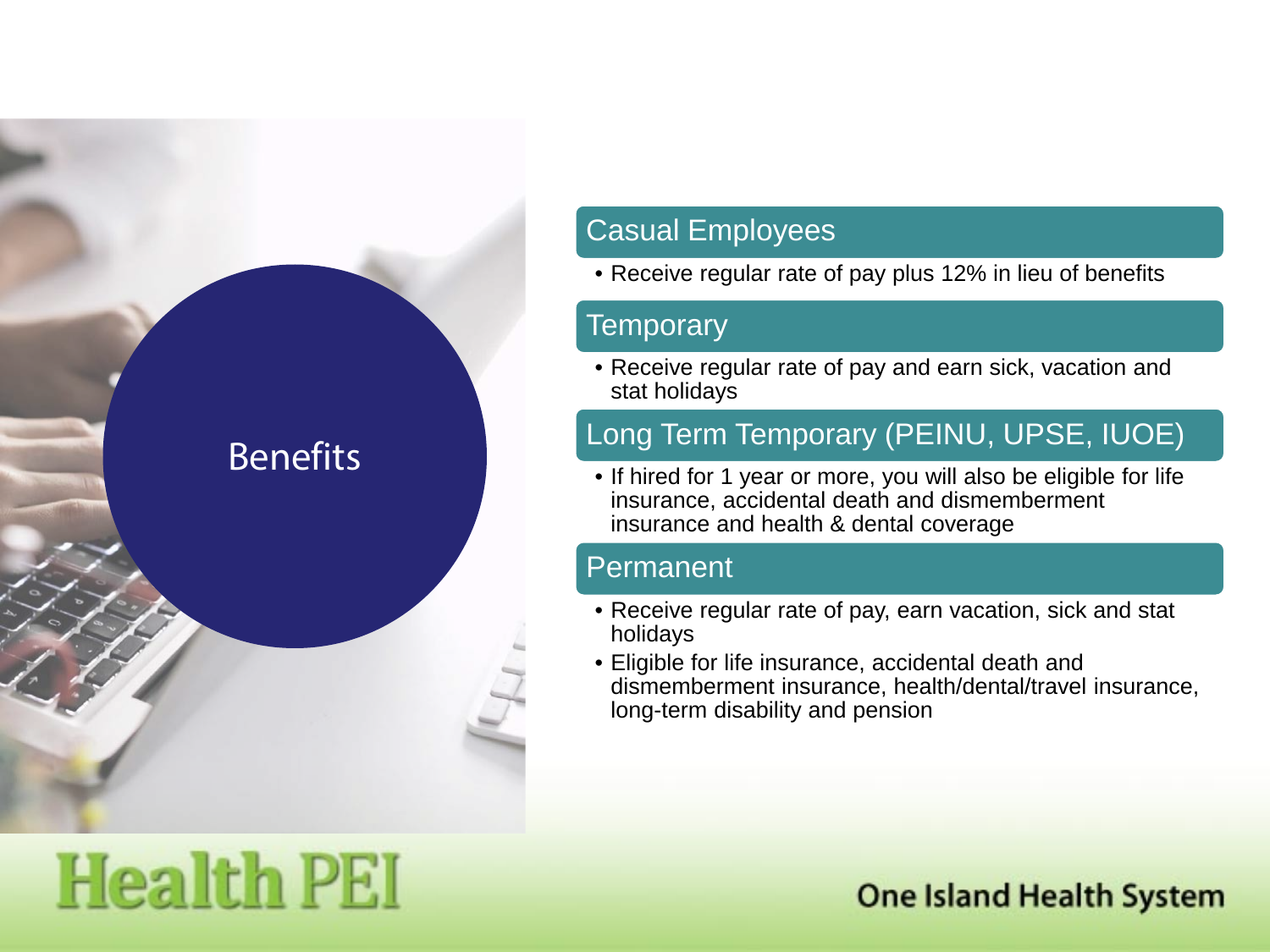# Benefits

## Casual Employees

- Receive regular rate of pay plus 12% in lieu of benefits

## Temporary

- Receive regular rate of pay and earn sick, vacation and stat holidays

## Long Term Temporary (PEINU, UPSE, IUOE)

- If hired for 1 year or more, you will also be eligible for life insurance, accidental death and dismemberment insurance and health & dental coverage

## Permanent

- Receive regular rate of pay, earn vacation, sick and stat holidays
- Eligible for life insurance, accidental death and dismemberment insurance, health/dental/travel insurance, long-term disability and pension

Health PEI

One Island Health System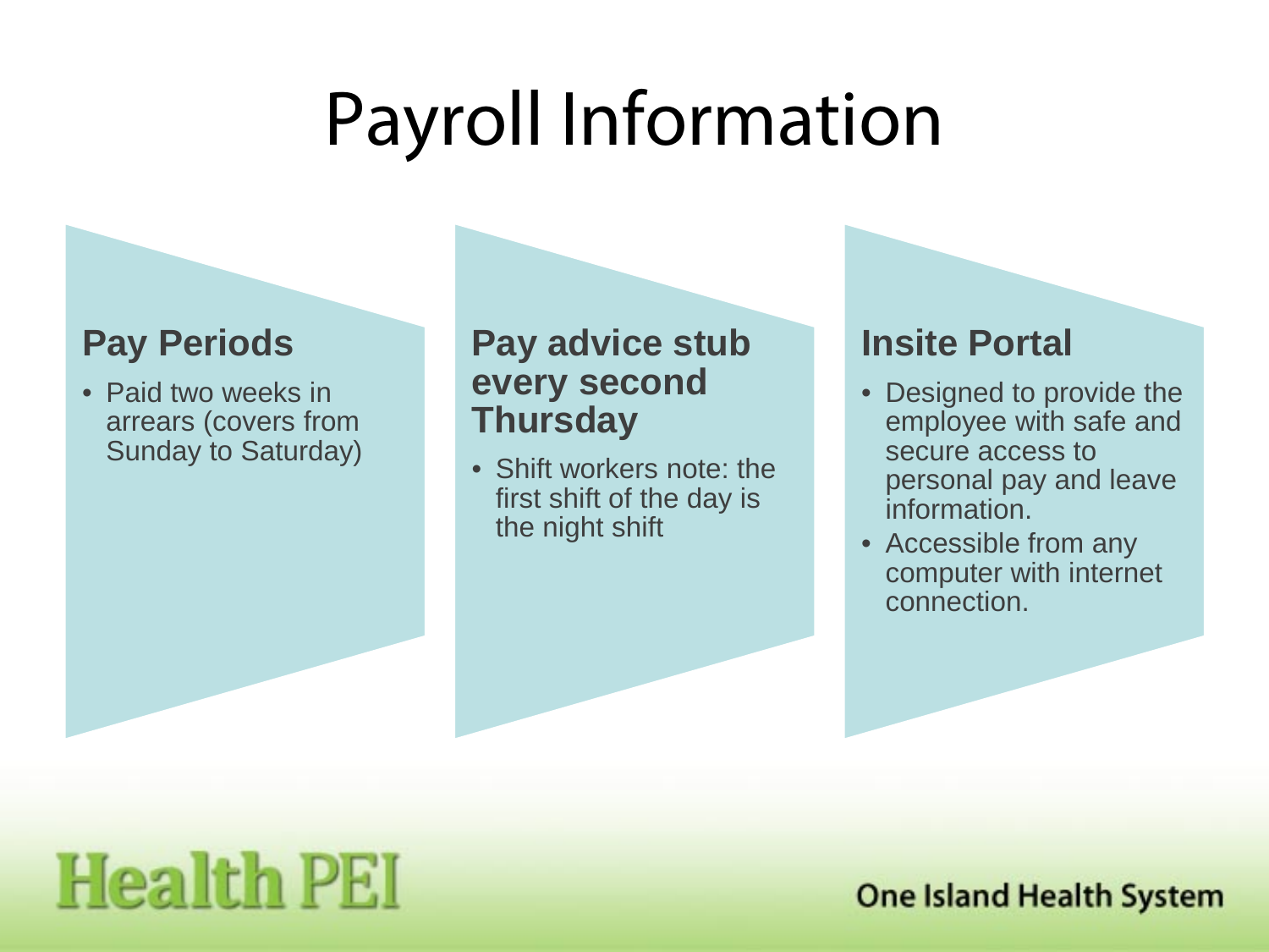# Payroll Information

## Pay Periods

- Paid two weeks in arrears (covers from Sunday to Saturday)

## Pay advice stub every second Thursday

- Shift workers note: the first shift of the day is the night shift

## Insite Portal

- Designed to provide the employee with safe and secure access to personal pay and leave information.
- Accessible from any computer with internet connection.

Health PEI

One Island Health System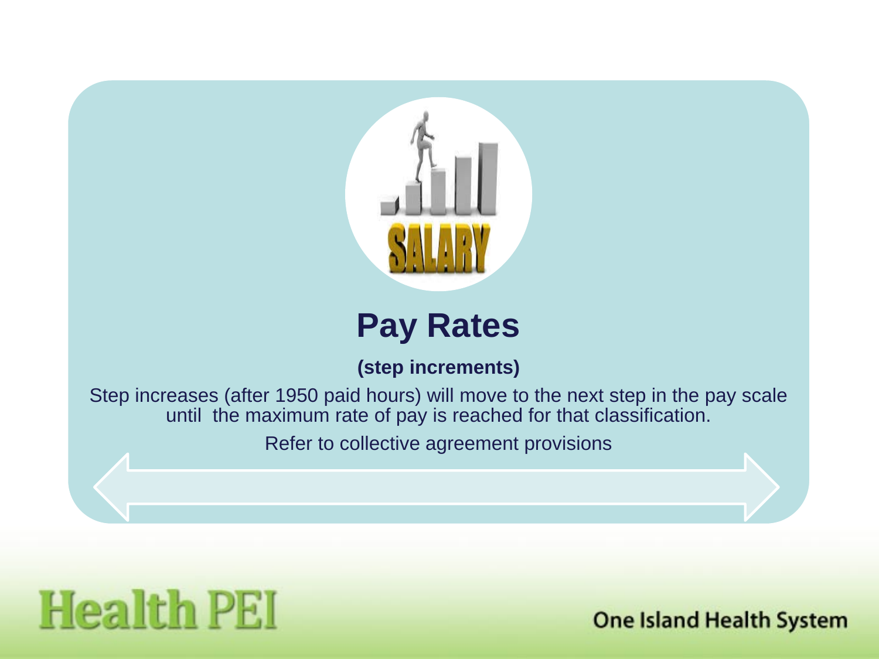# Pay Rates

**(step increments)**

Step increases (after 1950 paid hours) will move to the next step in the pay scale until the maximum rate of pay is reached for that classification.

Refer to collective agreement provisions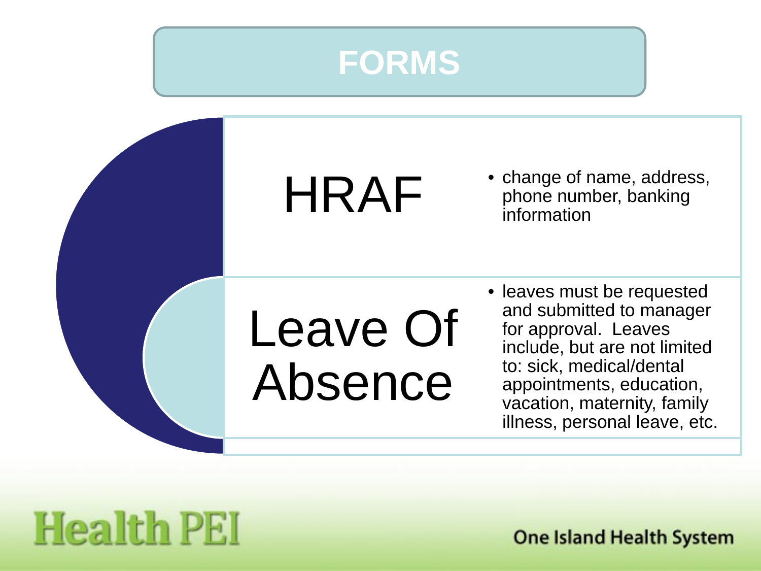# FORMS

## HRAF

- change of name, address, phone number, banking information

## Leave Of Absence

- leaves must be requested and submitted to manager for approval. Leaves include, but are not limited to: sick, medical/dental appointments, education, vacation, maternity, family illness, personal leave, etc.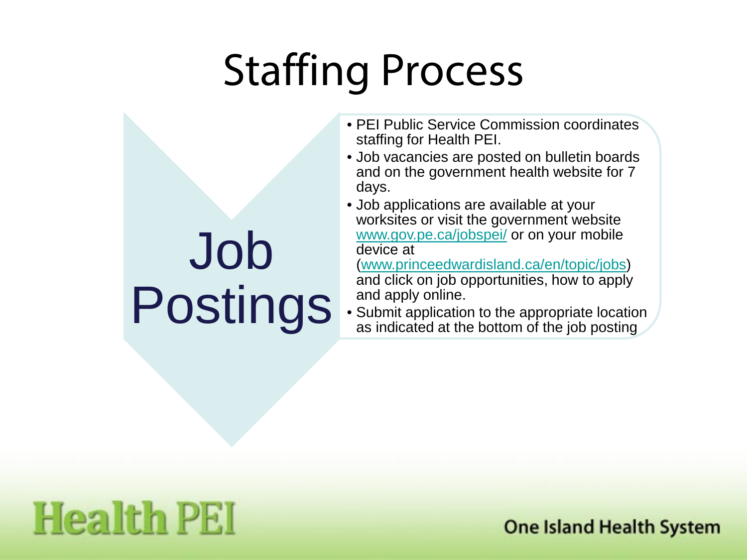# Staffing Process

## Job Postings

- PEI Public Service Commission coordinates staffing for Health PEI.
- Job vacancies are posted on bulletin boards and on the government health website for 7 days.
- Job applications are available at your worksites or visit the government website www.gov.pe.ca/jobspei/ or on your mobile device at (www.princeedwardisland.ca/en/topic/jobs) and click on job opportunities, how to apply and apply online.
- Submit application to the appropriate location as indicated at the bottom of the job posting

Health PEI

One Island Health System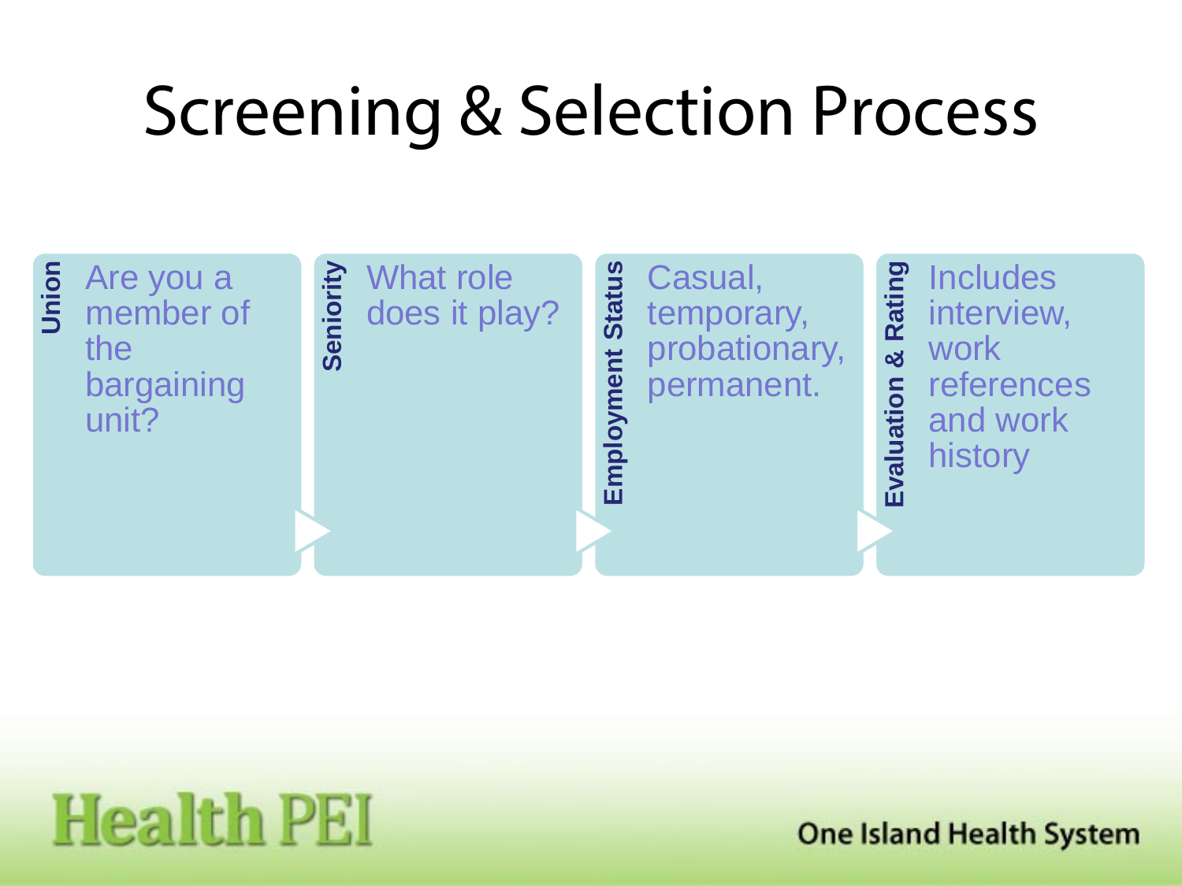# Screening & Selection Process

- **Union**: Are you a member of the bargaining unit?
- **Seniority**: What role does it play?
- **Employment Status**: Casual, temporary, probationary, permanent.
- **Evaluation & Rating**: Includes interview, work references and work history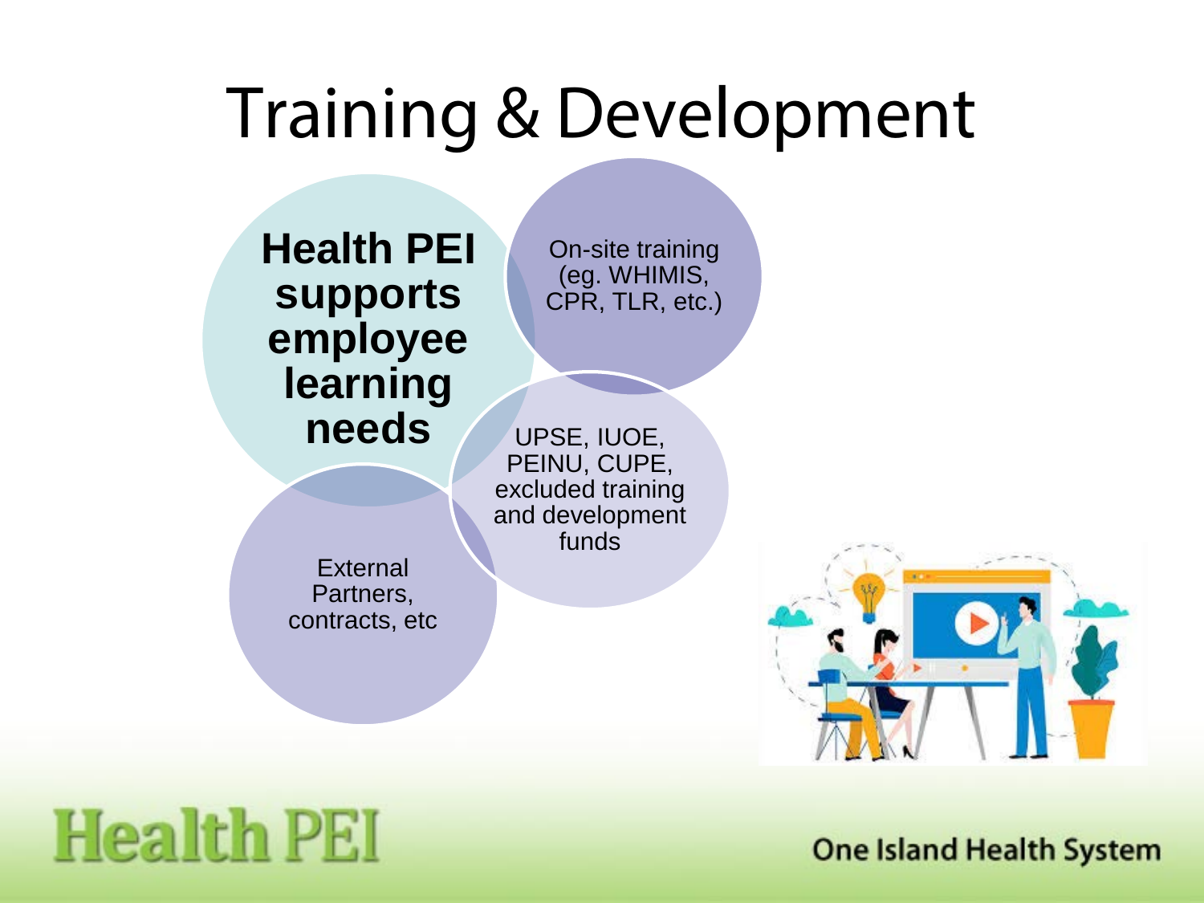# Training & Development

**Health PEI supports employee learning needs**

- On-site training (eg. WHIMIS, CPR, TLR, etc.)
- UPSE, IUOE, PEINU, CUPE, excluded training and development funds
- External Partners, contracts, etc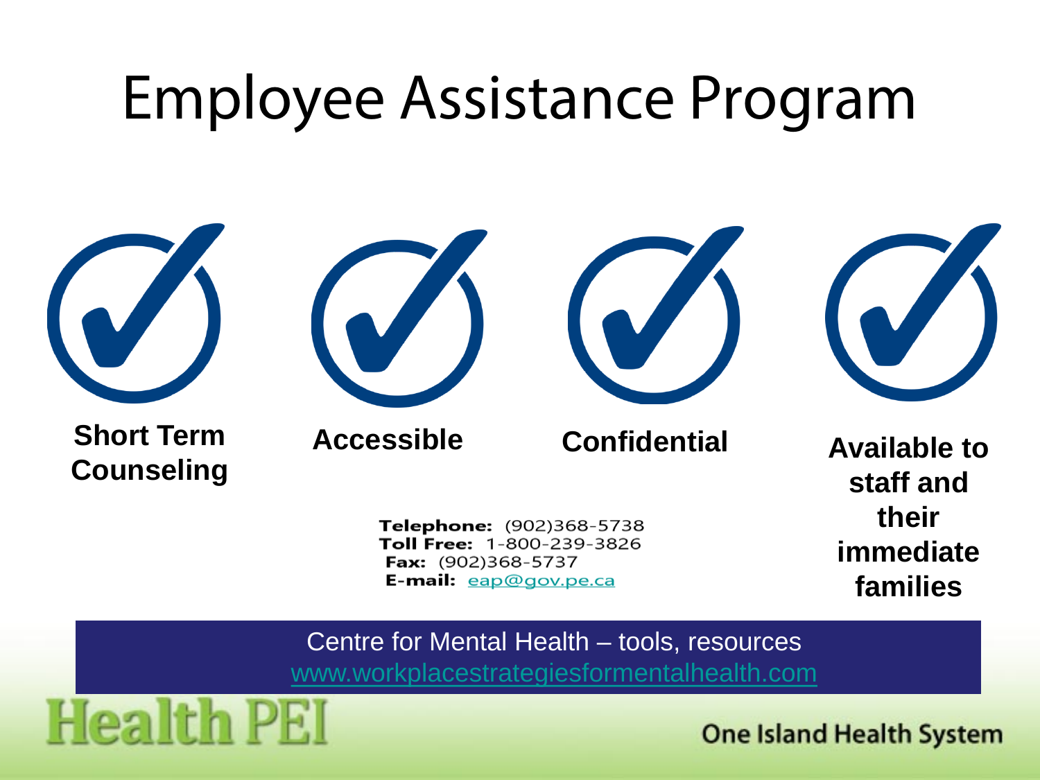# Employee Assistance Program

- **Short Term Counseling**
- **Accessible**
- **Confidential**
- **Available to staff and their immediate families**

**Telephone:** (902)368-5738
**Toll Free:** 1-800-239-3826
**Fax:** (902)368-5737
**E-mail:** eap@gov.pe.ca

Centre for Mental Health – tools, resources
www.workplacestrategiesformentalhealth.com

Health PEI

One Island Health System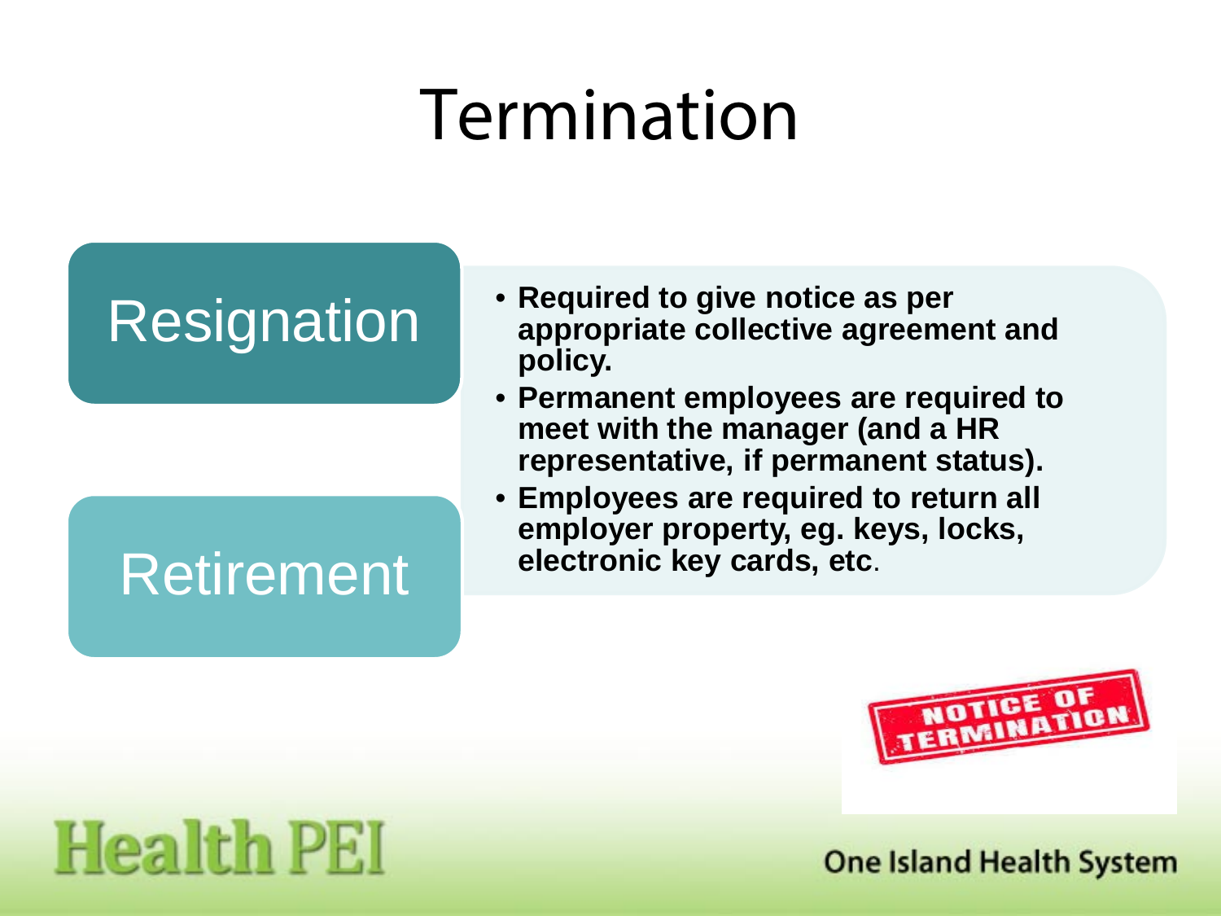# Termination

**Resignation**

**Retirement**

- **Required to give notice as per appropriate collective agreement and policy.**
- **Permanent employees are required to meet with the manager (and a HR representative, if permanent status).**
- **Employees are required to return all employer property, eg. keys, locks, electronic key cards, etc.**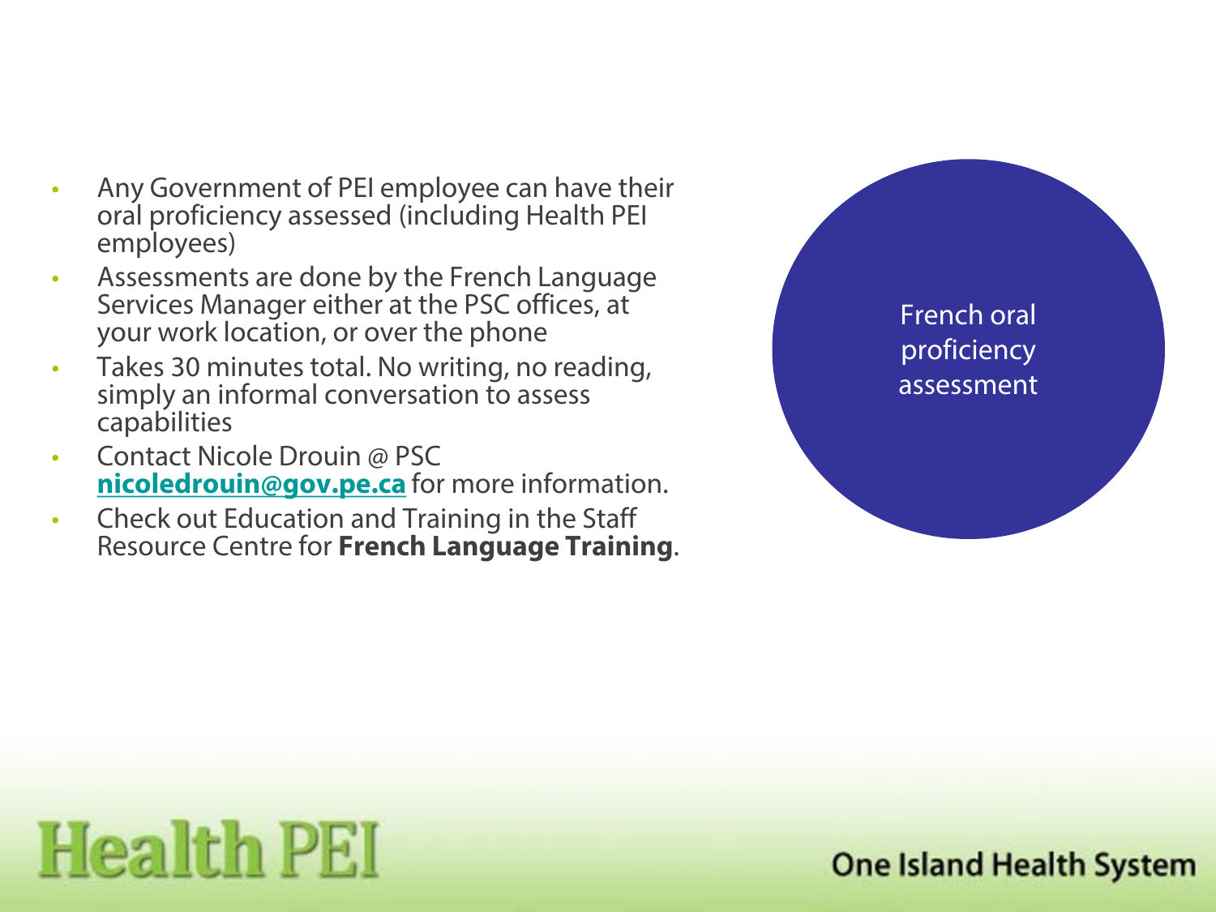## French oral proficiency assessment

- Any Government of PEI employee can have their oral proficiency assessed (including Health PEI employees)
- Assessments are done by the French Language Services Manager either at the PSC offices, at your work location, or over the phone
- Takes 30 minutes total. No writing, no reading, simply an informal conversation to assess capabilities
- Contact Nicole Drouin @ PSC **nicoledrouin@gov.pe.ca** for more information.
- Check out Education and Training in the Staff Resource Centre for **French Language Training**.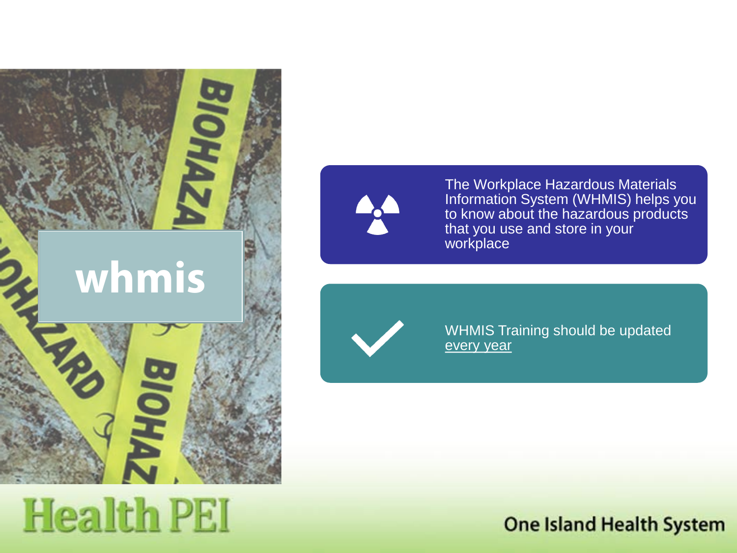# whmis

The Workplace Hazardous Materials Information System (WHMIS) helps you to know about the hazardous products that you use and store in your workplace

WHMIS Training should be updated every year

Health PEI

One Island Health System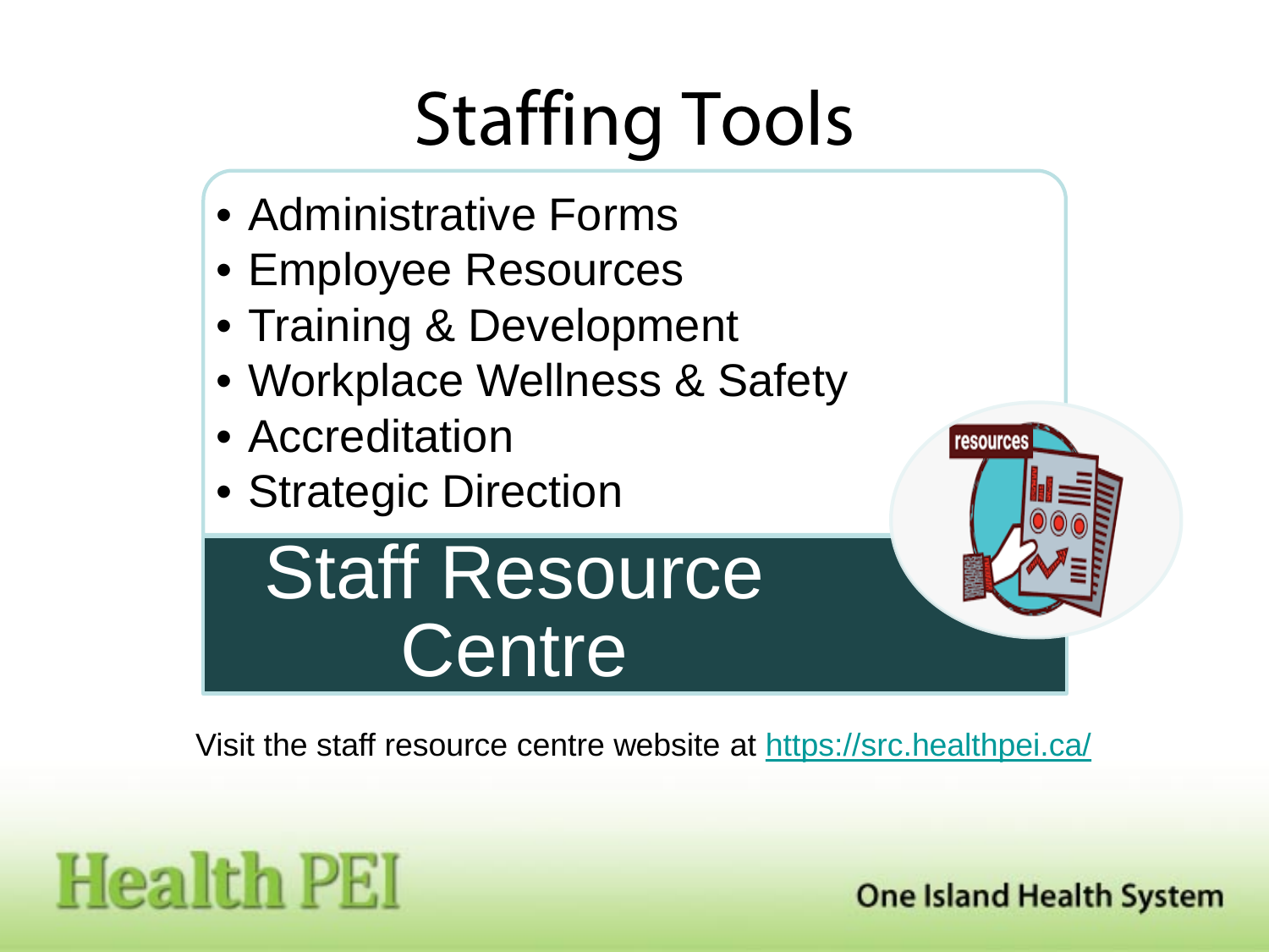# Staffing Tools

- Administrative Forms
- Employee Resources
- Training & Development
- Workplace Wellness & Safety
- Accreditation
- Strategic Direction

## Staff Resource Centre

Visit the staff resource centre website at https://src.healthpei.ca/

Health PEI

One Island Health System